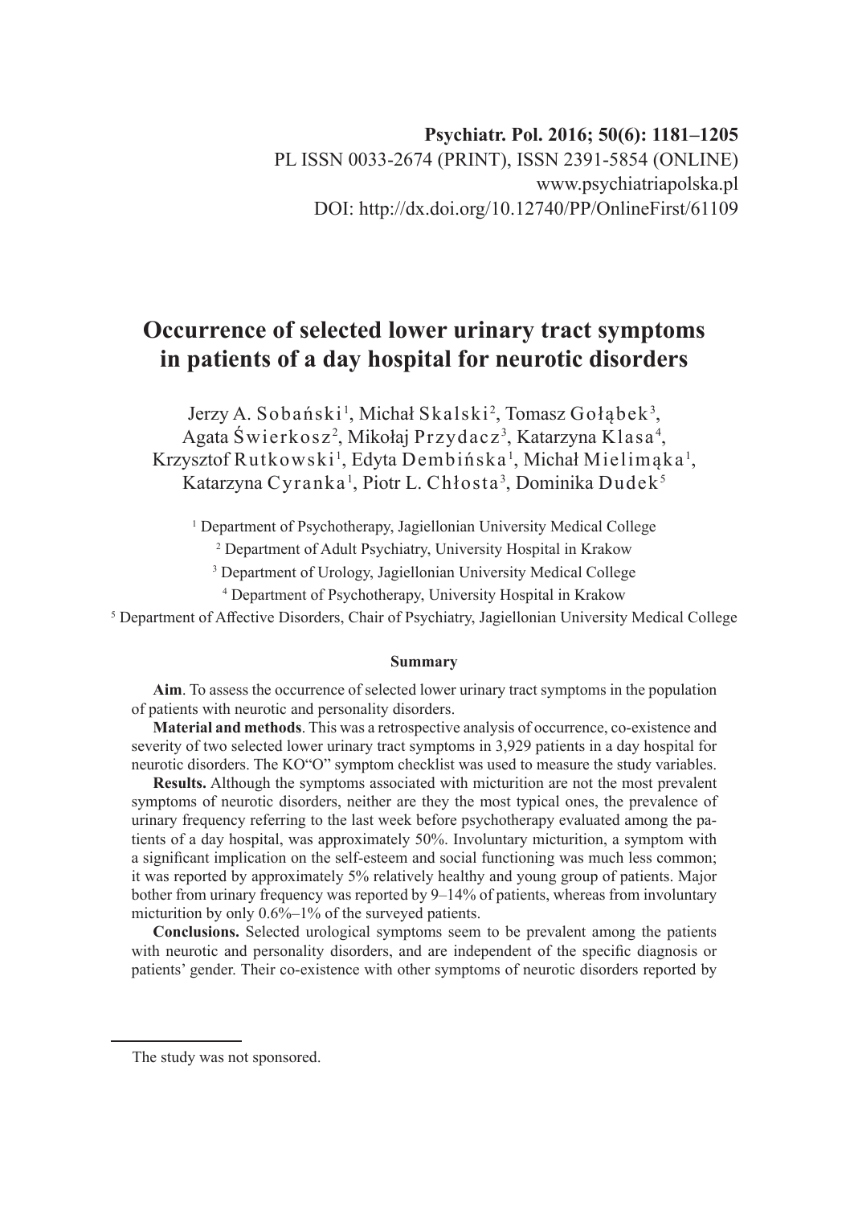Psychiatr. Pol. 2016; 50(6): 1181–1205
PL ISSN 0033-2674 (PRINT), ISSN 2391-5854 (ONLINE)
www.psychiatriapolska.pl
DOI: http://dx.doi.org/10.12740/PP/OnlineFirst/61109

# Occurrence of selected lower urinary tract symptoms in patients of a day hospital for neurotic disorders

Jerzy A. Sobański[1], Michał Skalski[2], Tomasz Gołąbek[3], Agata Świerkosz[2], Mikołaj Przydacz[3], Katarzyna Klasa[4], Krzysztof Rutkowski[1], Edyta Dembińska[1], Michał Mielimąka[1], Katarzyna Cyranka[1], Piotr L. Chłosta[3], Dominika Dudek[5]

[1] Department of Psychotherapy, Jagiellonian University Medical College

[2] Department of Adult Psychiatry, University Hospital in Krakow

[3] Department of Urology, Jagiellonian University Medical College

[4] Department of Psychotherapy, University Hospital in Krakow

[5] Department of Affective Disorders, Chair of Psychiatry, Jagiellonian University Medical College

## Summary

**Aim**. To assess the occurrence of selected lower urinary tract symptoms in the population of patients with neurotic and personality disorders.

**Material and methods**. This was a retrospective analysis of occurrence, co-existence and severity of two selected lower urinary tract symptoms in 3,929 patients in a day hospital for neurotic disorders. The KO"O" symptom checklist was used to measure the study variables.

**Results.** Although the symptoms associated with micturition are not the most prevalent symptoms of neurotic disorders, neither are they the most typical ones, the prevalence of urinary frequency referring to the last week before psychotherapy evaluated among the patients of a day hospital, was approximately 50%. Involuntary micturition, a symptom with a significant implication on the self-esteem and social functioning was much less common; it was reported by approximately 5% relatively healthy and young group of patients. Major bother from urinary frequency was reported by 9–14% of patients, whereas from involuntary micturition by only 0.6%–1% of the surveyed patients.

**Conclusions.** Selected urological symptoms seem to be prevalent among the patients with neurotic and personality disorders, and are independent of the specific diagnosis or patients' gender. Their co-existence with other symptoms of neurotic disorders reported by

The study was not sponsored.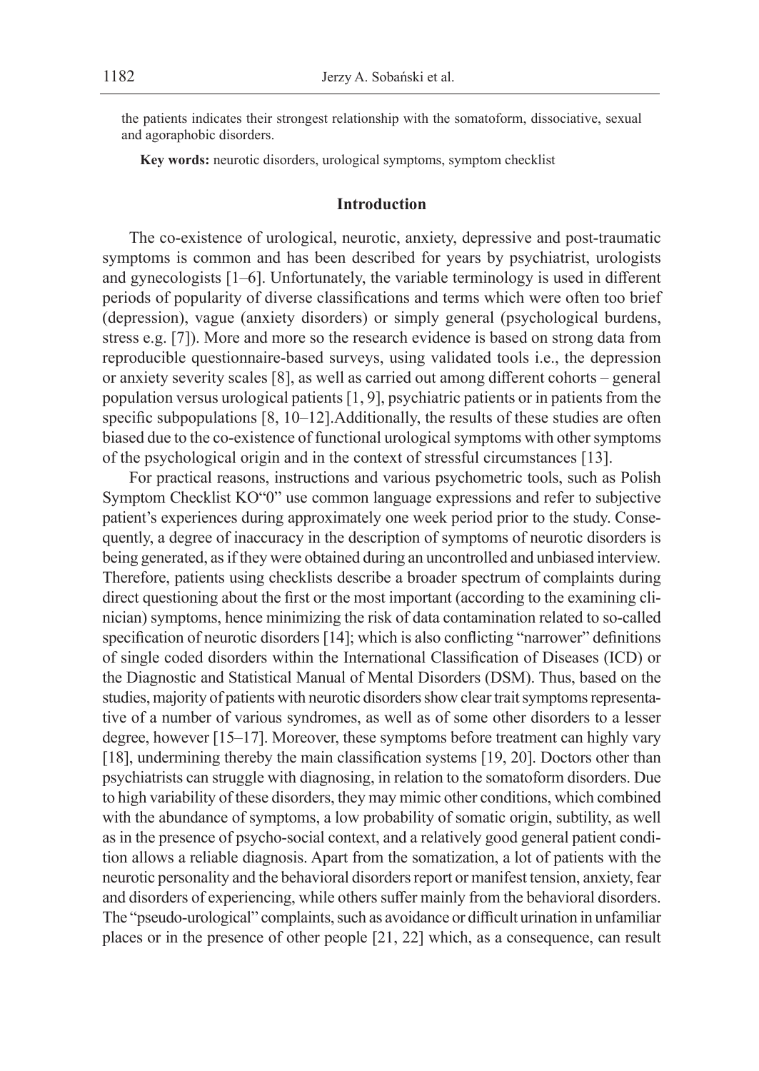the patients indicates their strongest relationship with the somatoform, dissociative, sexual and agoraphobic disorders.

**Key words:** neurotic disorders, urological symptoms, symptom checklist

## Introduction

The co-existence of urological, neurotic, anxiety, depressive and post-traumatic symptoms is common and has been described for years by psychiatrist, urologists and gynecologists [1–6]. Unfortunately, the variable terminology is used in different periods of popularity of diverse classifications and terms which were often too brief (depression), vague (anxiety disorders) or simply general (psychological burdens, stress e.g. [7]). More and more so the research evidence is based on strong data from reproducible questionnaire-based surveys, using validated tools i.e., the depression or anxiety severity scales [8], as well as carried out among different cohorts – general population versus urological patients [1, 9], psychiatric patients or in patients from the specific subpopulations [8, 10–12].Additionally, the results of these studies are often biased due to the co-existence of functional urological symptoms with other symptoms of the psychological origin and in the context of stressful circumstances [13].

For practical reasons, instructions and various psychometric tools, such as Polish Symptom Checklist KO"0" use common language expressions and refer to subjective patient's experiences during approximately one week period prior to the study. Consequently, a degree of inaccuracy in the description of symptoms of neurotic disorders is being generated, as if they were obtained during an uncontrolled and unbiased interview. Therefore, patients using checklists describe a broader spectrum of complaints during direct questioning about the first or the most important (according to the examining clinician) symptoms, hence minimizing the risk of data contamination related to so-called specification of neurotic disorders [14]; which is also conflicting "narrower" definitions of single coded disorders within the International Classification of Diseases (ICD) or the Diagnostic and Statistical Manual of Mental Disorders (DSM). Thus, based on the studies, majority of patients with neurotic disorders show clear trait symptoms representative of a number of various syndromes, as well as of some other disorders to a lesser degree, however [15–17]. Moreover, these symptoms before treatment can highly vary [18], undermining thereby the main classification systems [19, 20]. Doctors other than psychiatrists can struggle with diagnosing, in relation to the somatoform disorders. Due to high variability of these disorders, they may mimic other conditions, which combined with the abundance of symptoms, a low probability of somatic origin, subtility, as well as in the presence of psycho-social context, and a relatively good general patient condition allows a reliable diagnosis. Apart from the somatization, a lot of patients with the neurotic personality and the behavioral disorders report or manifest tension, anxiety, fear and disorders of experiencing, while others suffer mainly from the behavioral disorders. The "pseudo-urological" complaints, such as avoidance or difficult urination in unfamiliar places or in the presence of other people [21, 22] which, as a consequence, can result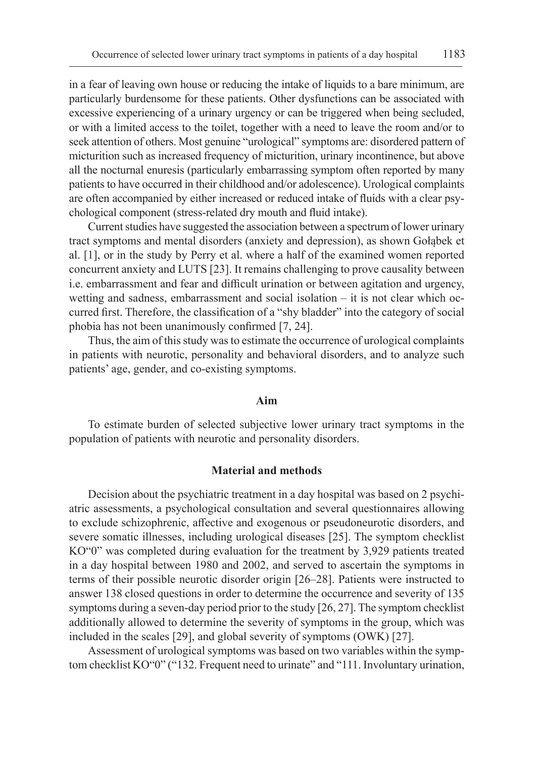in a fear of leaving own house or reducing the intake of liquids to a bare minimum, are particularly burdensome for these patients. Other dysfunctions can be associated with excessive experiencing of a urinary urgency or can be triggered when being secluded, or with a limited access to the toilet, together with a need to leave the room and/or to seek attention of others. Most genuine "urological" symptoms are: disordered pattern of micturition such as increased frequency of micturition, urinary incontinence, but above all the nocturnal enuresis (particularly embarrassing symptom often reported by many patients to have occurred in their childhood and/or adolescence). Urological complaints are often accompanied by either increased or reduced intake of fluids with a clear psychological component (stress-related dry mouth and fluid intake).

Current studies have suggested the association between a spectrum of lower urinary tract symptoms and mental disorders (anxiety and depression), as shown Gołąbek et al. [1], or in the study by Perry et al. where a half of the examined women reported concurrent anxiety and LUTS [23]. It remains challenging to prove causality between i.e. embarrassment and fear and difficult urination or between agitation and urgency, wetting and sadness, embarrassment and social isolation – it is not clear which occurred first. Therefore, the classification of a "shy bladder" into the category of social phobia has not been unanimously confirmed [7, 24].

Thus, the aim of this study was to estimate the occurrence of urological complaints in patients with neurotic, personality and behavioral disorders, and to analyze such patients' age, gender, and co-existing symptoms.

## Aim

To estimate burden of selected subjective lower urinary tract symptoms in the population of patients with neurotic and personality disorders.

## Material and methods

Decision about the psychiatric treatment in a day hospital was based on 2 psychiatric assessments, a psychological consultation and several questionnaires allowing to exclude schizophrenic, affective and exogenous or pseudoneurotic disorders, and severe somatic illnesses, including urological diseases [25]. The symptom checklist KO"0" was completed during evaluation for the treatment by 3,929 patients treated in a day hospital between 1980 and 2002, and served to ascertain the symptoms in terms of their possible neurotic disorder origin [26–28]. Patients were instructed to answer 138 closed questions in order to determine the occurrence and severity of 135 symptoms during a seven-day period prior to the study [26, 27]. The symptom checklist additionally allowed to determine the severity of symptoms in the group, which was included in the scales [29], and global severity of symptoms (OWK) [27].

Assessment of urological symptoms was based on two variables within the symptom checklist KO"0" ("132. Frequent need to urinate" and "111. Involuntary urination,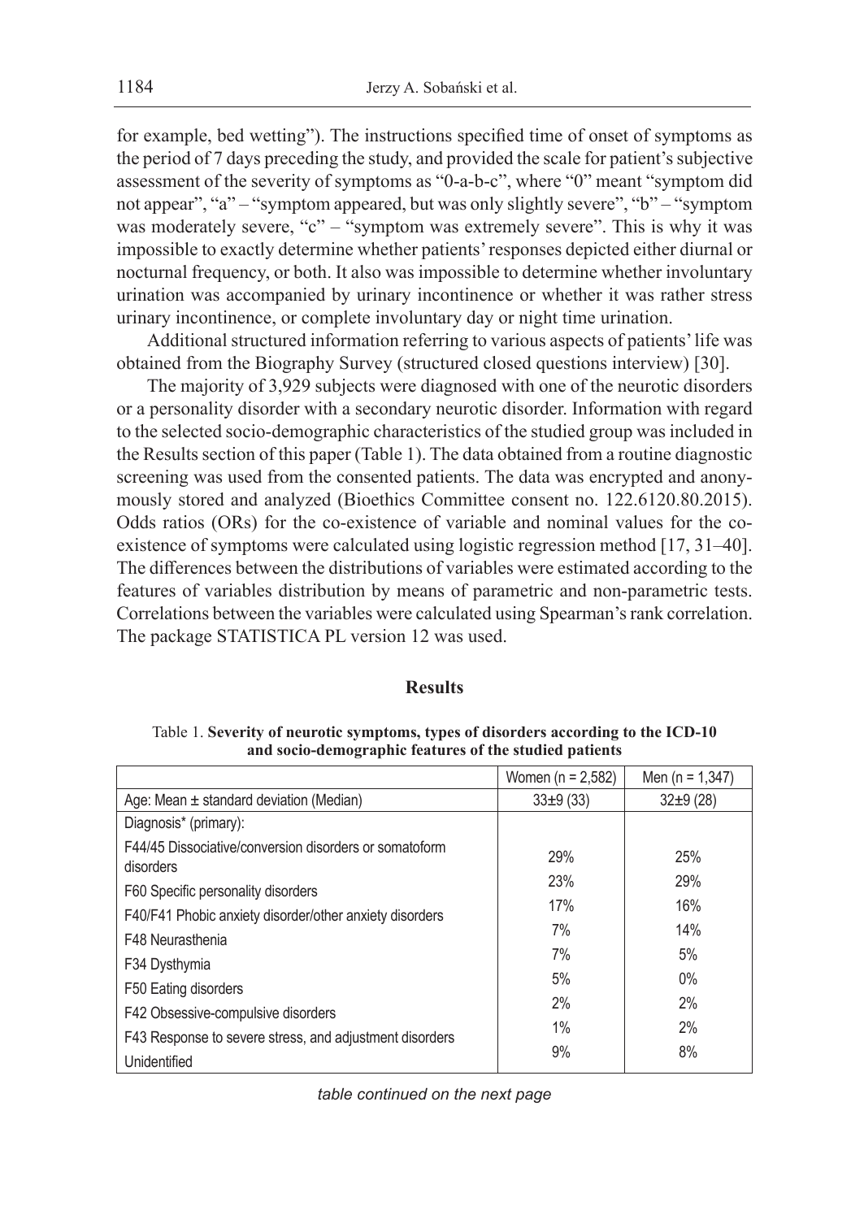for example, bed wetting"). The instructions specified time of onset of symptoms as the period of 7 days preceding the study, and provided the scale for patient's subjective assessment of the severity of symptoms as "0-a-b-c", where "0" meant "symptom did not appear", "a" – "symptom appeared, but was only slightly severe", "b" – "symptom was moderately severe, "c" – "symptom was extremely severe". This is why it was impossible to exactly determine whether patients' responses depicted either diurnal or nocturnal frequency, or both. It also was impossible to determine whether involuntary urination was accompanied by urinary incontinence or whether it was rather stress urinary incontinence, or complete involuntary day or night time urination.

Additional structured information referring to various aspects of patients' life was obtained from the Biography Survey (structured closed questions interview) [30].

The majority of 3,929 subjects were diagnosed with one of the neurotic disorders or a personality disorder with a secondary neurotic disorder. Information with regard to the selected socio-demographic characteristics of the studied group was included in the Results section of this paper (Table 1). The data obtained from a routine diagnostic screening was used from the consented patients. The data was encrypted and anonymously stored and analyzed (Bioethics Committee consent no. 122.6120.80.2015). Odds ratios (ORs) for the co-existence of variable and nominal values for the co-existence of symptoms were calculated using logistic regression method [17, 31–40]. The differences between the distributions of variables were estimated according to the features of variables distribution by means of parametric and non-parametric tests. Correlations between the variables were calculated using Spearman's rank correlation. The package STATISTICA PL version 12 was used.

## Results

Table 1. **Severity of neurotic symptoms, types of disorders according to the ICD-10 and socio-demographic features of the studied patients**

| | Women (n = 2,582) | Men (n = 1,347) |
|---|---|---|
| Age: Mean ± standard deviation (Median) | 33±9 (33) | 32±9 (28) |
| Diagnosis* (primary): | | |
| F44/45 Dissociative/conversion disorders or somatoform disorders | 29% | 25% |
| F60 Specific personality disorders | 23% | 29% |
| F40/F41 Phobic anxiety disorder/other anxiety disorders | 17% | 16% |
| F48 Neurasthenia | 7% | 14% |
| F34 Dysthymia | 7% | 5% |
| F50 Eating disorders | 5% | 0% |
| F42 Obsessive-compulsive disorders | 2% | 2% |
| F43 Response to severe stress, and adjustment disorders | 1% | 2% |
| Unidentified | 9% | 8% |

*table continued on the next page*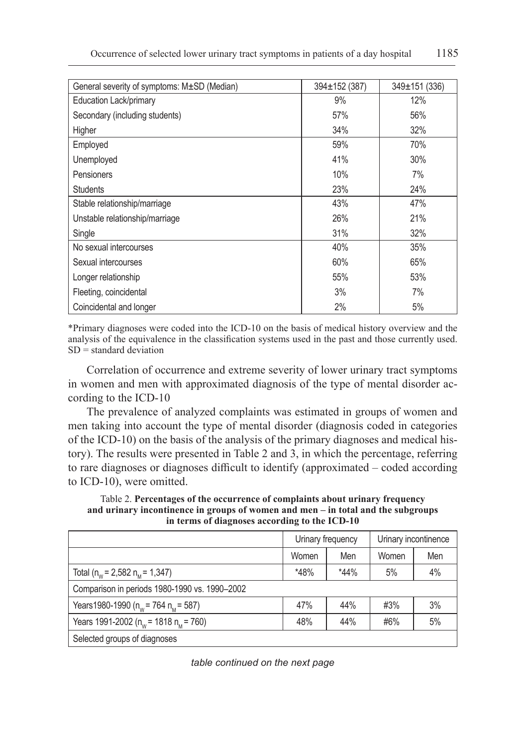| General severity of symptoms: M±SD (Median) | 394±152 (387) | 349±151 (336) |
|---|---|---|
| Education Lack/primary | 9% | 12% |
| Secondary (including students) | 57% | 56% |
| Higher | 34% | 32% |
| Employed | 59% | 70% |
| Unemployed | 41% | 30% |
| Pensioners | 10% | 7% |
| Students | 23% | 24% |
| Stable relationship/marriage | 43% | 47% |
| Unstable relationship/marriage | 26% | 21% |
| Single | 31% | 32% |
| No sexual intercourses | 40% | 35% |
| Sexual intercourses | 60% | 65% |
| Longer relationship | 55% | 53% |
| Fleeting, coincidental | 3% | 7% |
| Coincidental and longer | 2% | 5% |

*Primary diagnoses were coded into the ICD-10 on the basis of medical history overview and the analysis of the equivalence in the classification systems used in the past and those currently used. SD = standard deviation

Correlation of occurrence and extreme severity of lower urinary tract symptoms in women and men with approximated diagnosis of the type of mental disorder according to the ICD-10

The prevalence of analyzed complaints was estimated in groups of women and men taking into account the type of mental disorder (diagnosis coded in categories of the ICD-10) on the basis of the analysis of the primary diagnoses and medical history). The results were presented in Table 2 and 3, in which the percentage, referring to rare diagnoses or diagnoses difficult to identify (approximated – coded according to ICD-10), were omitted.

Table 2. **Percentages of the occurrence of complaints about urinary frequency and urinary incontinence in groups of women and men – in total and the subgroups in terms of diagnoses according to the ICD-10**

| | Urinary frequency | | Urinary incontinence | |
|---|---|---|---|---|
| | Women | Men | Women | Men |
| Total ($n_W$ = 2,582 $n_M$ = 1,347) | *48% | *44% | 5% | 4% |
| Comparison in periods 1980-1990 vs. 1990–2002 | | | | |
| Years1980-1990 ($n_W$ = 764 $n_M$ = 587) | 47% | 44% | #3% | 3% |
| Years 1991-2002 ($n_W$ = 1818 $n_M$ = 760) | 48% | 44% | #6% | 5% |
| Selected groups of diagnoses | | | | |

*table continued on the next page*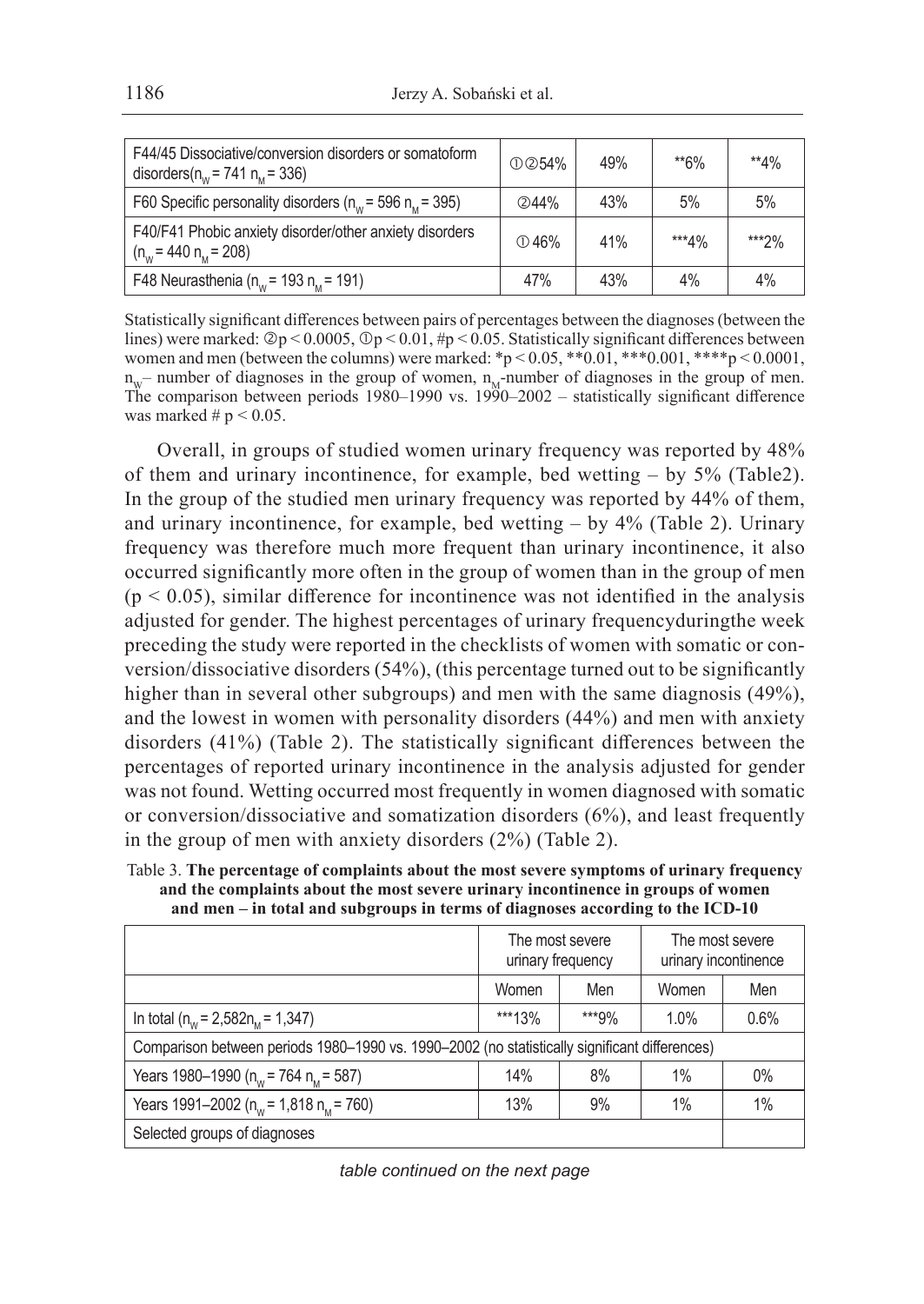| F44/45 Dissociative/conversion disorders or somatoform disorders($n_W$ = 741 $n_M$ = 336) | ①②54% | 49% | **6% | **4% |
|---|---|---|---|---|
| F60 Specific personality disorders ($n_W$ = 596 $n_M$ = 395) | ②44% | 43% | 5% | 5% |
| F40/F41 Phobic anxiety disorder/other anxiety disorders ($n_W$ = 440 $n_M$ = 208) | ①46% | 41% | ***4% | ***2% |
| F48 Neurasthenia ($n_W$ = 193 $n_M$ = 191) | 47% | 43% | 4% | 4% |

Statistically significant differences between pairs of percentages between the diagnoses (between the lines) were marked: ② $p < 0.0005$, ① $p < 0.01$, # $p < 0.05$. Statistically significant differences between women and men (between the columns) were marked: * $p < 0.05$, ** 0.01, *** 0.001, **** $p < 0.0001$, $n_W$ – number of diagnoses in the group of women, $n_M$-number of diagnoses in the group of men. The comparison between periods 1980–1990 vs. 1990–2002 – statistically significant difference was marked # $p < 0.05$.

Overall, in groups of studied women urinary frequency was reported by 48% of them and urinary incontinence, for example, bed wetting – by 5% (Table2). In the group of the studied men urinary frequency was reported by 44% of them, and urinary incontinence, for example, bed wetting – by 4% (Table 2). Urinary frequency was therefore much more frequent than urinary incontinence, it also occurred significantly more often in the group of women than in the group of men ($p < 0.05$), similar difference for incontinence was not identified in the analysis adjusted for gender. The highest percentages of urinary frequencyduringthe week preceding the study were reported in the checklists of women with somatic or conversion/dissociative disorders (54%), (this percentage turned out to be significantly higher than in several other subgroups) and men with the same diagnosis (49%), and the lowest in women with personality disorders (44%) and men with anxiety disorders (41%) (Table 2). The statistically significant differences between the percentages of reported urinary incontinence in the analysis adjusted for gender was not found. Wetting occurred most frequently in women diagnosed with somatic or conversion/dissociative and somatization disorders (6%), and least frequently in the group of men with anxiety disorders (2%) (Table 2).

Table 3. **The percentage of complaints about the most severe symptoms of urinary frequency and the complaints about the most severe urinary incontinence in groups of women and men – in total and subgroups in terms of diagnoses according to the ICD-10**

| | The most severe urinary frequency | | The most severe urinary incontinence | |
|---|---|---|---|---|
| | Women | Men | Women | Men |
| In total ($n_W$ = 2,582 $n_M$ = 1,347) | ***13% | ***9% | 1.0% | 0.6% |
| Comparison between periods 1980–1990 vs. 1990–2002 (no statistically significant differences) | | | | |
| Years 1980–1990 ($n_W$ = 764 $n_M$ = 587) | 14% | 8% | 1% | 0% |
| Years 1991–2002 ($n_W$ = 1,818 $n_M$ = 760) | 13% | 9% | 1% | 1% |
| Selected groups of diagnoses | | | | |

*table continued on the next page*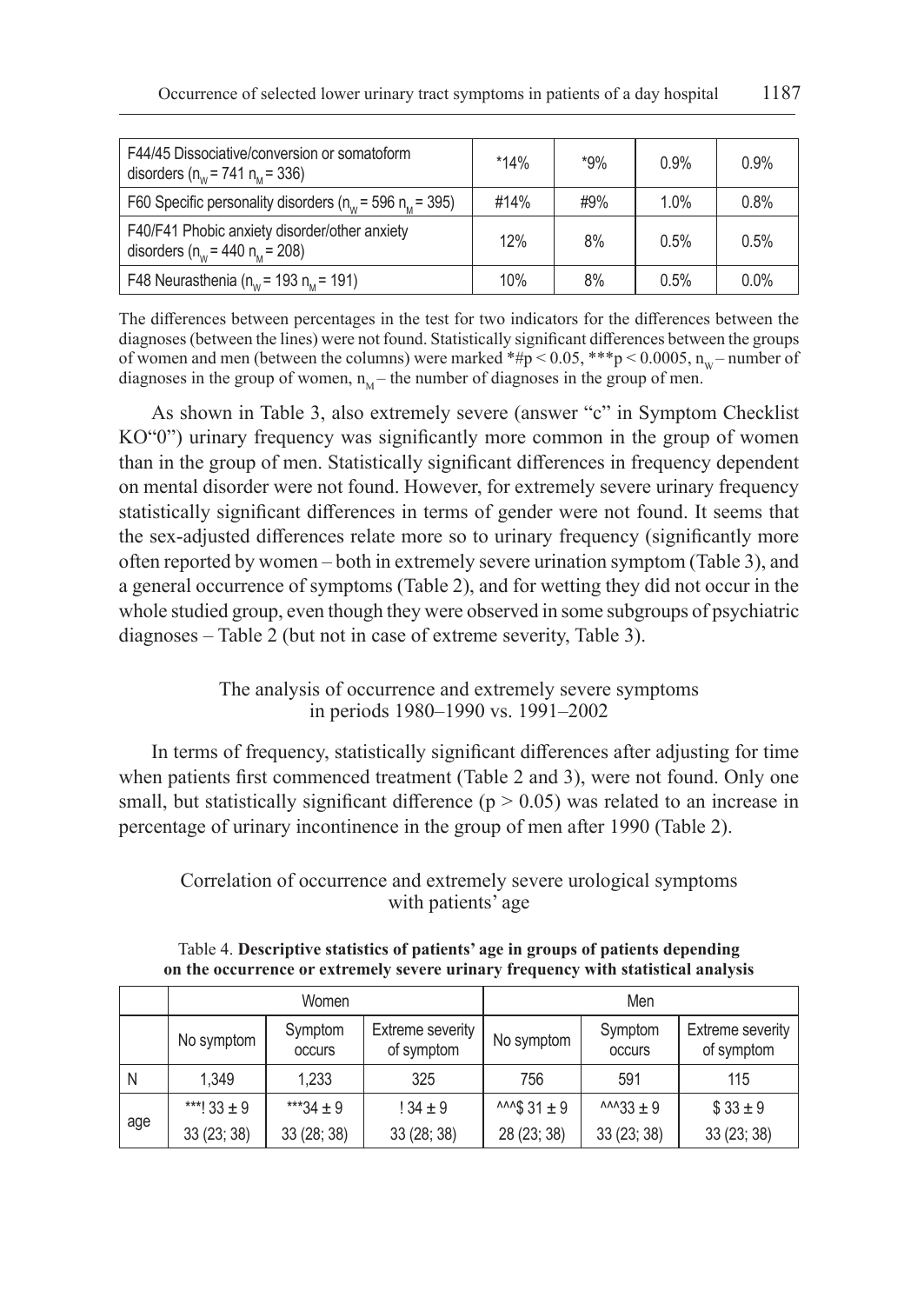| F44/45 Dissociative/conversion or somatoform disorders ($n_W$ = 741 $n_M$ = 336) | *14% | *9% | 0.9% | 0.9% |
|---|---|---|---|---|
| F60 Specific personality disorders ($n_W$ = 596 $n_M$ = 395) | #14% | #9% | 1.0% | 0.8% |
| F40/F41 Phobic anxiety disorder/other anxiety disorders ($n_W$ = 440 $n_M$ = 208) | 12% | 8% | 0.5% | 0.5% |
| F48 Neurasthenia ($n_W$ = 193 $n_M$ = 191) | 10% | 8% | 0.5% | 0.0% |

The differences between percentages in the test for two indicators for the differences between the diagnoses (between the lines) were not found. Statistically significant differences between the groups of women and men (between the columns) were marked *#$p < 0.05$, ***$p < 0.0005$, $n_W$ – number of diagnoses in the group of women, $n_M$ – the number of diagnoses in the group of men.

As shown in Table 3, also extremely severe (answer "c" in Symptom Checklist KO"0") urinary frequency was significantly more common in the group of women than in the group of men. Statistically significant differences in frequency dependent on mental disorder were not found. However, for extremely severe urinary frequency statistically significant differences in terms of gender were not found. It seems that the sex-adjusted differences relate more so to urinary frequency (significantly more often reported by women – both in extremely severe urination symptom (Table 3), and a general occurrence of symptoms (Table 2), and for wetting they did not occur in the whole studied group, even though they were observed in some subgroups of psychiatric diagnoses – Table 2 (but not in case of extreme severity, Table 3).

## The analysis of occurrence and extremely severe symptoms in periods 1980–1990 vs. 1991–2002

In terms of frequency, statistically significant differences after adjusting for time when patients first commenced treatment (Table 2 and 3), were not found. Only one small, but statistically significant difference ($p > 0.05$) was related to an increase in percentage of urinary incontinence in the group of men after 1990 (Table 2).

## Correlation of occurrence and extremely severe urological symptoms with patients' age

Table 4. **Descriptive statistics of patients' age in groups of patients depending on the occurrence or extremely severe urinary frequency with statistical analysis**

| | Women | | | Men | | |
|---|---|---|---|---|---|---|
| | No symptom | Symptom occurs | Extreme severity of symptom | No symptom | Symptom occurs | Extreme severity of symptom |
| N | 1,349 | 1,233 | 325 | 756 | 591 | 115 |
| age | ***! 33 ± 9<br>33 (23; 38) | ***34 ± 9<br>33 (28; 38) | ! 34 ± 9<br>33 (28; 38) | ^^^$ 31 ± 9<br>28 (23; 38) | ^^^33 ± 9<br>33 (23; 38) | $ 33 ± 9<br>33 (23; 38) |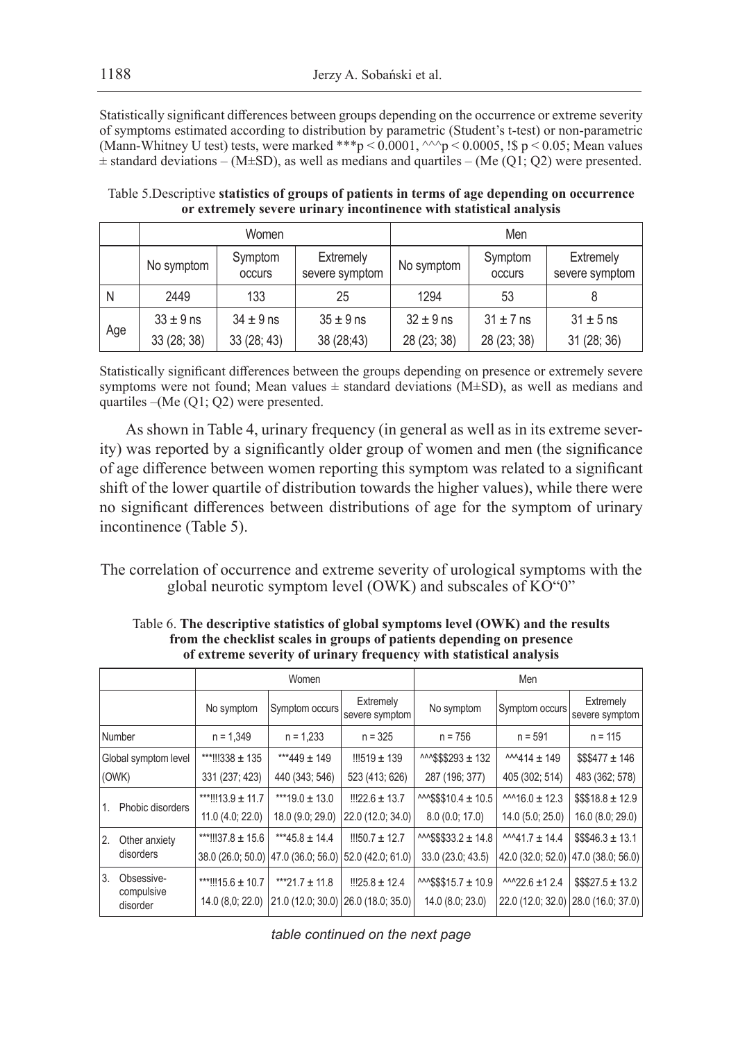Statistically significant differences between groups depending on the occurrence or extreme severity of symptoms estimated according to distribution by parametric (Student's t-test) or non-parametric (Mann-Whitney U test) tests, were marked ***$p < 0.0001$, ^^^$p < 0.0005$, !$ $p < 0.05$; Mean values ± standard deviations – (M±SD), as well as medians and quartiles – (Me (Q1; Q2) were presented.

Table 5.Descriptive **statistics of groups of patients in terms of age depending on occurrence or extremely severe urinary incontinence with statistical analysis**

| | Women | | | Men | | |
|---|---|---|---|---|---|---|
| | No symptom | Symptom occurs | Extremely severe symptom | No symptom | Symptom occurs | Extremely severe symptom |
| N | 2449 | 133 | 25 | 1294 | 53 | 8 |
| Age | 33 ± 9 ns<br>33 (28; 38) | 34 ± 9 ns<br>33 (28; 43) | 35 ± 9 ns<br>38 (28;43) | 32 ± 9 ns<br>28 (23; 38) | 31 ± 7 ns<br>28 (23; 38) | 31 ± 5 ns<br>31 (28; 36) |

Statistically significant differences between the groups depending on presence or extremely severe symptoms were not found; Mean values ± standard deviations (M±SD), as well as medians and quartiles –(Me (Q1; Q2) were presented.

As shown in Table 4, urinary frequency (in general as well as in its extreme severity) was reported by a significantly older group of women and men (the significance of age difference between women reporting this symptom was related to a significant shift of the lower quartile of distribution towards the higher values), while there were no significant differences between distributions of age for the symptom of urinary incontinence (Table 5).

## The correlation of occurrence and extreme severity of urological symptoms with the global neurotic symptom level (OWK) and subscales of KO"0"

Table 6. **The descriptive statistics of global symptoms level (OWK) and the results from the checklist scales in groups of patients depending on presence of extreme severity of urinary frequency with statistical analysis**

| | Women | | | Men | | |
|---|---|---|---|---|---|---|
| | No symptom | Symptom occurs | Extremely severe symptom | No symptom | Symptom occurs | Extremely severe symptom |
| Number | n = 1,349 | n = 1,233 | n = 325 | n = 756 | n = 591 | n = 115 |
| Global symptom level (OWK) | ***!!!338 ± 135<br>331 (237; 423) | ***449 ± 149<br>440 (343; 546) | !!!519 ± 139<br>523 (413; 626) | ^^^$$$293 ± 132<br>287 (196; 377) | ^^^414 ± 149<br>405 (302; 514) | $$$477 ± 146<br>483 (362; 578) |
| 1. Phobic disorders | ***!!!13.9 ± 11.7<br>11.0 (4.0; 22.0) | ***19.0 ± 13.0<br>18.0 (9.0; 29.0) | !!!22.6 ± 13.7<br>22.0 (12.0; 34.0) | ^^^$$$10.4 ± 10.5<br>8.0 (0.0; 17.0) | ^^^16.0 ± 12.3<br>14.0 (5.0; 25.0) | $$$18.8 ± 12.9<br>16.0 (8.0; 29.0) |
| 2. Other anxiety disorders | ***!!!37.8 ± 15.6<br>38.0 (26.0; 50.0) | ***45.8 ± 14.4<br>47.0 (36.0; 56.0) | !!!50.7 ± 12.7<br>52.0 (42.0; 61.0) | ^^^$$$33.2 ± 14.8<br>33.0 (23.0; 43.5) | ^^^41.7 ± 14.4<br>42.0 (32.0; 52.0) | $$$46.3 ± 13.1<br>47.0 (38.0; 56.0) |
| 3. Obsessive-compulsive disorder | ***!!!15.6 ± 10.7<br>14.0 (8,0; 22.0) | ***21.7 ± 11.8<br>21.0 (12.0; 30.0) | !!!25.8 ± 12.4<br>26.0 (18.0; 35.0) | ^^^$$$15.7 ± 10.9<br>14.0 (8.0; 23.0) | ^^^22.6 ±1 2.4<br>22.0 (12.0; 32.0) | $$$27.5 ± 13.2<br>28.0 (16.0; 37.0) |

*table continued on the next page*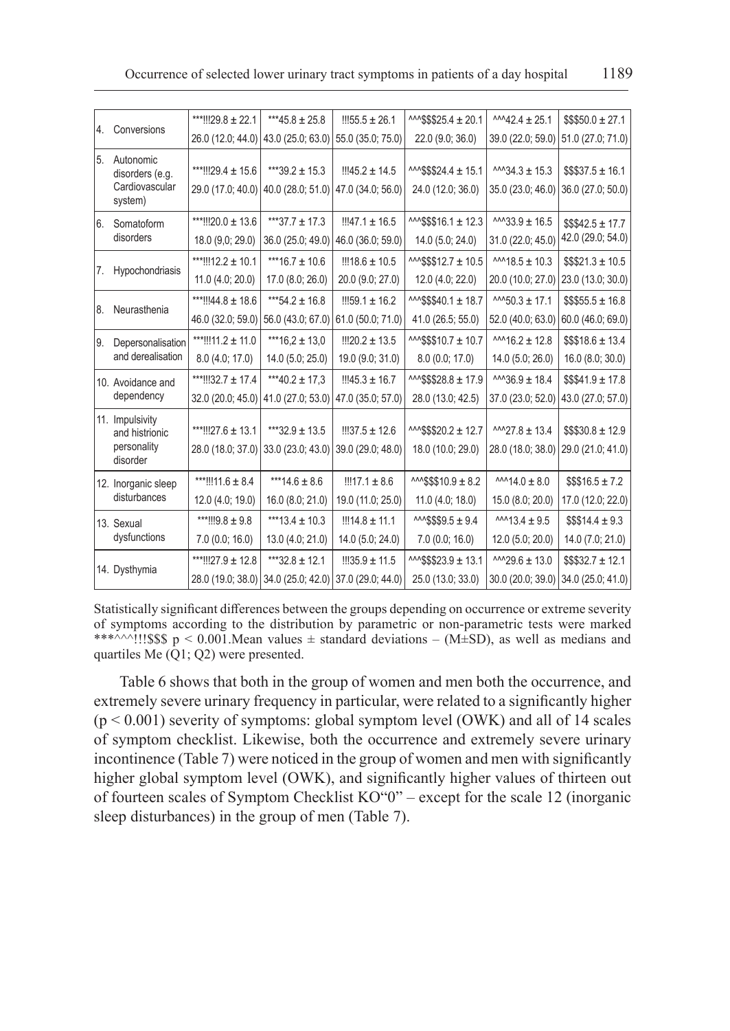| | | | | | | | |
|---|---|---|---|---|---|---|---|
| 4. | Conversions | ***!!!29.8 ± 22.1<br>26.0 (12.0; 44.0) | ***45.8 ± 25.8<br>43.0 (25.0; 63.0) | !!!55.5 ± 26.1<br>55.0 (35.0; 75.0) | ^^^$$$25.4 ± 20.1<br>22.0 (9.0; 36.0) | ^^^42.4 ± 25.1<br>39.0 (22.0; 59.0) | $$$50.0 ± 27.1<br>51.0 (27.0; 71.0) |
| 5. | Autonomic disorders (e.g. Cardiovascular system) | ***!!!29.4 ± 15.6<br>29.0 (17.0; 40.0) | ***39.2 ± 15.3<br>40.0 (28.0; 51.0) | !!!45.2 ± 14.5<br>47.0 (34.0; 56.0) | ^^^$$$24.4 ± 15.1<br>24.0 (12.0; 36.0) | ^^^34.3 ± 15.3<br>35.0 (23.0; 46.0) | $$$37.5 ± 16.1<br>36.0 (27.0; 50.0) |
| 6. | Somatoform disorders | ***!!!20.0 ± 13.6<br>18.0 (9,0; 29.0) | ***37.7 ± 17.3<br>36.0 (25.0; 49.0) | !!!47.1 ± 16.5<br>46.0 (36.0; 59.0) | ^^^$$$16.1 ± 12.3<br>14.0 (5.0; 24.0) | ^^^33.9 ± 16.5<br>31.0 (22.0; 45.0) | $$$42.5 ± 17.7<br>42.0 (29.0; 54.0) |
| 7. | Hypochondriasis | ***!!!12.2 ± 10.1<br>11.0 (4.0; 20.0) | ***16.7 ± 10.6<br>17.0 (8.0; 26.0) | !!!18.6 ± 10.5<br>20.0 (9.0; 27.0) | ^^^$$$12.7 ± 10.5<br>12.0 (4.0; 22.0) | ^^^18.5 ± 10.3<br>20.0 (10.0; 27.0) | $$$21.3 ± 10.5<br>23.0 (13.0; 30.0) |
| 8. | Neurasthenia | ***!!!44.8 ± 18.6<br>46.0 (32.0; 59.0) | ***54.2 ± 16.8<br>56.0 (43.0; 67.0) | !!!59.1 ± 16.2<br>61.0 (50.0; 71.0) | ^^^$$$40.1 ± 18.7<br>41.0 (26.5; 55.0) | ^^^50.3 ± 17.1<br>52.0 (40.0; 63.0) | $$$55.5 ± 16.8<br>60.0 (46.0; 69.0) |
| 9. | Depersonalisation and derealisation | ***!!!11.2 ± 11.0<br>8.0 (4.0; 17.0) | ***16,2 ± 13,0<br>14.0 (5.0; 25.0) | !!!20.2 ± 13.5<br>19.0 (9.0; 31.0) | ^^^$$$10.7 ± 10.7<br>8.0 (0.0; 17.0) | ^^^16.2 ± 12.8<br>14.0 (5.0; 26.0) | $$$18.6 ± 13.4<br>16.0 (8.0; 30.0) |
| 10. | Avoidance and dependency | ***!!!32.7 ± 17.4<br>32.0 (20.0; 45.0) | ***40.2 ± 17,3<br>41.0 (27.0; 53.0) | !!!45.3 ± 16.7<br>47.0 (35.0; 57.0) | ^^^$$$28.8 ± 17.9<br>28.0 (13.0; 42.5) | ^^^36.9 ± 18.4<br>37.0 (23.0; 52.0) | $$$41.9 ± 17.8<br>43.0 (27.0; 57.0) |
| 11. | Impulsivity and histrionic personality disorder | ***!!!27.6 ± 13.1<br>28.0 (18.0; 37.0) | ***32.9 ± 13.5<br>33.0 (23.0; 43.0) | !!!37.5 ± 12.6<br>39.0 (29.0; 48.0) | ^^^$$$20.2 ± 12.7<br>18.0 (10.0; 29.0) | ^^^27.8 ± 13.4<br>28.0 (18.0; 38.0) | $$$30.8 ± 12.9<br>29.0 (21.0; 41.0) |
| 12. | Inorganic sleep disturbances | ***!!!11.6 ± 8.4<br>12.0 (4.0; 19.0) | ***14.6 ± 8.6<br>16.0 (8.0; 21.0) | !!!17.1 ± 8.6<br>19.0 (11.0; 25.0) | ^^^$$$10.9 ± 8.2<br>11.0 (4.0; 18.0) | ^^^14.0 ± 8.0<br>15.0 (8.0; 20.0) | $$$16.5 ± 7.2<br>17.0 (12.0; 22.0) |
| 13. | Sexual dysfunctions | ***!!!9.8 ± 9.8<br>7.0 (0.0; 16.0) | ***13.4 ± 10.3<br>13.0 (4.0; 21.0) | !!!14.8 ± 11.1<br>14.0 (5.0; 24.0) | ^^^$$$9.5 ± 9.4<br>7.0 (0.0; 16.0) | ^^^13.4 ± 9.5<br>12.0 (5.0; 20.0) | $$$14.4 ± 9.3<br>14.0 (7.0; 21.0) |
| 14. | Dysthymia | ***!!!27.9 ± 12.8<br>28.0 (19.0; 38.0) | ***32.8 ± 12.1<br>34.0 (25.0; 42.0) | !!!35.9 ± 11.5<br>37.0 (29.0; 44.0) | ^^^$$$23.9 ± 13.1<br>25.0 (13.0; 33.0) | ^^^29.6 ± 13.0<br>30.0 (20.0; 39.0) | $$$32.7 ± 12.1<br>34.0 (25.0; 41.0) |

Statistically significant differences between the groups depending on occurrence or extreme severity of symptoms according to the distribution by parametric or non-parametric tests were marked ***^^^!!!$$$ $p < 0.001$. Mean values ± standard deviations – (M±SD), as well as medians and quartiles Me (Q1; Q2) were presented.

Table 6 shows that both in the group of women and men both the occurrence, and extremely severe urinary frequency in particular, were related to a significantly higher ($p < 0.001$) severity of symptoms: global symptom level (OWK) and all of 14 scales of symptom checklist. Likewise, both the occurrence and extremely severe urinary incontinence (Table 7) were noticed in the group of women and men with significantly higher global symptom level (OWK), and significantly higher values of thirteen out of fourteen scales of Symptom Checklist KO"0" – except for the scale 12 (inorganic sleep disturbances) in the group of men (Table 7).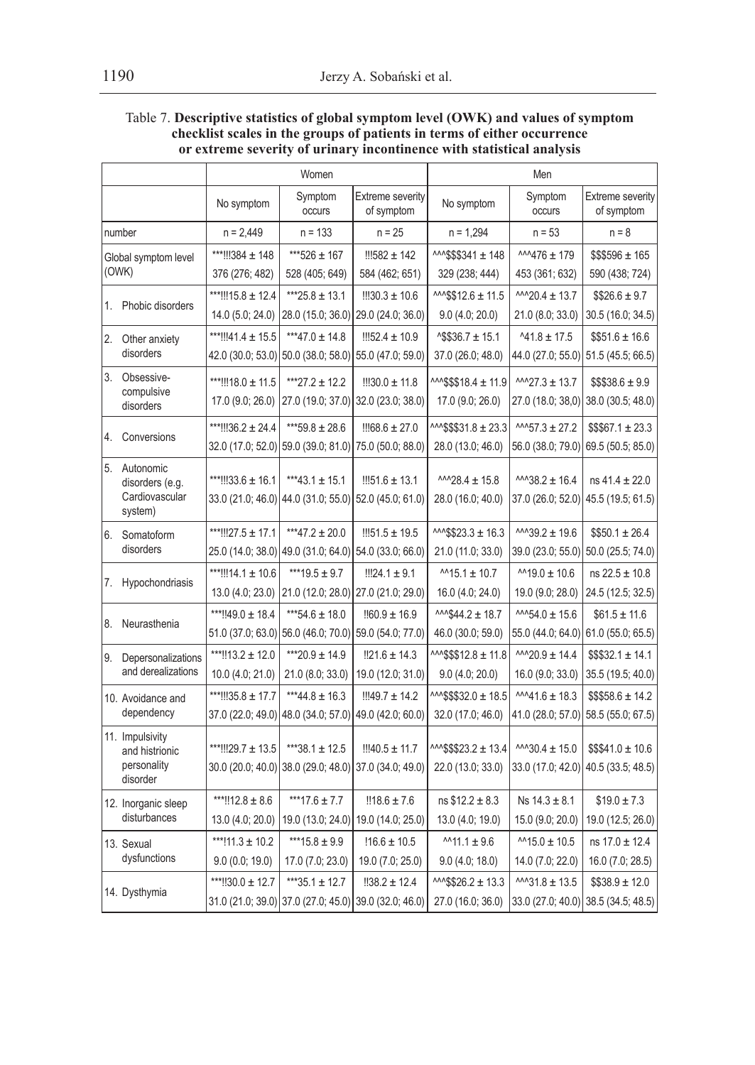Table 7. **Descriptive statistics of global symptom level (OWK) and values of symptom checklist scales in the groups of patients in terms of either occurrence or extreme severity of urinary incontinence with statistical analysis**

| | Women | | | Men | | |
|---|---|---|---|---|---|---|
| | No symptom | Symptom occurs | Extreme severity of symptom | No symptom | Symptom occurs | Extreme severity of symptom |
| number | n = 2,449 | n = 133 | n = 25 | n = 1,294 | n = 53 | n = 8 |
| Global symptom level (OWK) | ***!!!384 ± 148<br>376 (276; 482) | ***526 ± 167<br>528 (405; 649) | !!!582 ± 142<br>584 (462; 651) | ^^^$$$341 ± 148<br>329 (238; 444) | ^^^476 ± 179<br>453 (361; 632) | $$$596 ± 165<br>590 (438; 724) |
| 1. Phobic disorders | ***!!!15.8 ± 12.4<br>14.0 (5.0; 24.0) | ***25.8 ± 13.1<br>28.0 (15.0; 36.0) | !!!30.3 ± 10.6<br>29.0 (24.0; 36.0) | ^^^$$$12.6 ± 11.5<br>9.0 (4.0; 20.0) | ^^^20.4 ± 13.7<br>21.0 (8.0; 33.0) | $$26.6 ± 9.7<br>30.5 (16.0; 34.5) |
| 2. Other anxiety disorders | ***!!!41.4 ± 15.5<br>42.0 (30.0; 53.0) | ***47.0 ± 14.8<br>50.0 (38.0; 58.0) | !!!52.4 ± 10.9<br>55.0 (47.0; 59.0) | ^$$36.7 ± 15.1<br>37.0 (26.0; 48.0) | ^41.8 ± 17.5<br>44.0 (27.0; 55.0) | $$51.6 ± 16.6<br>51.5 (45.5; 66.5) |
| 3. Obsessive-compulsive disorders | ***!!!18.0 ± 11.5<br>17.0 (9.0; 26.0) | ***27.2 ± 12.2<br>27.0 (19.0; 37.0) | !!!30.0 ± 11.8<br>32.0 (23.0; 38.0) | ^^^$$$18.4 ± 11.9<br>17.0 (9.0; 26.0) | ^^^27.3 ± 13.7<br>27.0 (18.0; 38,0) | $$$38.6 ± 9.9<br>38.0 (30.5; 48.0) |
| 4. Conversions | ***!!!36.2 ± 24.4<br>32.0 (17.0; 52.0) | ***59.8 ± 28.6<br>59.0 (39.0; 81.0) | !!!68.6 ± 27.0<br>75.0 (50.0; 88.0) | ^^^$$$31.8 ± 23.3<br>28.0 (13.0; 46.0) | ^^^57.3 ± 27.2<br>56.0 (38.0; 79.0) | $$$67.1 ± 23.3<br>69.5 (50.5; 85.0) |
| 5. Autonomic disorders (e.g. Cardiovascular system) | ***!!!33.6 ± 16.1<br>33.0 (21.0; 46.0) | ***43.1 ± 15.1<br>44.0 (31.0; 55.0) | !!!51.6 ± 13.1<br>52.0 (45.0; 61.0) | ^^^28.4 ± 15.8<br>28.0 (16.0; 40.0) | ^^^38.2 ± 16.4<br>37.0 (26.0; 52.0) | ns 41.4 ± 22.0<br>45.5 (19.5; 61.5) |
| 6. Somatoform disorders | ***!!!27.5 ± 17.1<br>25.0 (14.0; 38.0) | ***47.2 ± 20.0<br>49.0 (31.0; 64.0) | !!!51.5 ± 19.5<br>54.0 (33.0; 66.0) | ^^^$$$23.3 ± 16.3<br>21.0 (11.0; 33.0) | ^^^39.2 ± 19.6<br>39.0 (23.0; 55.0) | $$50.1 ± 26.4<br>50.0 (25.5; 74.0) |
| 7. Hypochondriasis | ***!!!14.1 ± 10.6<br>13.0 (4.0; 23.0) | ***19.5 ± 9.7<br>21.0 (12.0; 28.0) | !!!24.1 ± 9.1<br>27.0 (21.0; 29.0) | ^^15.1 ± 10.7<br>16.0 (4.0; 24.0) | ^^19.0 ± 10.6<br>19.0 (9.0; 28.0) | ns 22.5 ± 10.8<br>24.5 (12.5; 32.5) |
| 8. Neurasthenia | ***!!49.0 ± 18.4<br>51.0 (37.0; 63.0) | ***54.6 ± 18.0<br>56.0 (46.0; 70.0) | !!60.9 ± 16.9<br>59.0 (54.0; 77.0) | ^^^$$44.2 ± 18.7<br>46.0 (30.0; 59.0) | ^^^54.0 ± 15.6<br>55.0 (44.0; 64.0) | $61.5 ± 11.6<br>61.0 (55.0; 65.5) |
| 9. Depersonalizations and derealizations | ***!!13.2 ± 12.0<br>10.0 (4.0; 21.0) | ***20.9 ± 14.9<br>21.0 (8.0; 33.0) | !!21.6 ± 14.3<br>19.0 (12.0; 31.0) | ^^^$$$12.8 ± 11.8<br>9.0 (4.0; 20.0) | ^^^20.9 ± 14.4<br>16.0 (9.0; 33.0) | $$$32.1 ± 14.1<br>35.5 (19.5; 40.0) |
| 10. Avoidance and dependency | ***!!!35.8 ± 17.7<br>37.0 (22.0; 49.0) | ***44.8 ± 16.3<br>48.0 (34.0; 57.0) | !!!49.7 ± 14.2<br>49.0 (42.0; 60.0) | ^^^$$$32.0 ± 18.5<br>32.0 (17.0; 46.0) | ^^^41.6 ± 18.3<br>41.0 (28.0; 57.0) | $$$58.6 ± 14.2<br>58.5 (55.0; 67.5) |
| 11. Impulsivity and histrionic personality disorder | ***!!!29.7 ± 13.5<br>30.0 (20.0; 40.0) | ***38.1 ± 12.5<br>38.0 (29.0; 48.0) | !!!40.5 ± 11.7<br>37.0 (34.0; 49.0) | ^^^$$$23.2 ± 13.4<br>22.0 (13.0; 33.0) | ^^^30.4 ± 15.0<br>33.0 (17.0; 42.0) | $$$41.0 ± 10.6<br>40.5 (33.5; 48.5) |
| 12. Inorganic sleep disturbances | ***!!12.8 ± 8.6<br>13.0 (4.0; 20.0) | ***17.6 ± 7.7<br>19.0 (13.0; 24.0) | !!18.6 ± 7.6<br>19.0 (14.0; 25.0) | ns $12.2 ± 8.3<br>13.0 (4.0; 19.0) | Ns 14.3 ± 8.1<br>15.0 (9.0; 20.0) | $19.0 ± 7.3<br>19.0 (12.5; 26.0) |
| 13. Sexual dysfunctions | ***!11.3 ± 10.2<br>9.0 (0.0; 19.0) | ***15.8 ± 9.9<br>17.0 (7.0; 23.0) | !16.6 ± 10.5<br>19.0 (7.0; 25.0) | ^^11.1 ± 9.6<br>9.0 (4.0; 18.0) | ^^15.0 ± 10.5<br>14.0 (7.0; 22.0) | ns 17.0 ± 12.4<br>16.0 (7.0; 28.5) |
| 14. Dysthymia | ***!!30.0 ± 12.7<br>31.0 (21.0; 39.0) | ***35.1 ± 12.7<br>37.0 (27.0; 45.0) | !!38.2 ± 12.4<br>39.0 (32.0; 46.0) | ^^^$$$26.2 ± 13.3<br>27.0 (16.0; 36.0) | ^^^31.8 ± 13.5<br>33.0 (27.0; 40.0) | $$$38.9 ± 12.0<br>38.5 (34.5; 48.5) |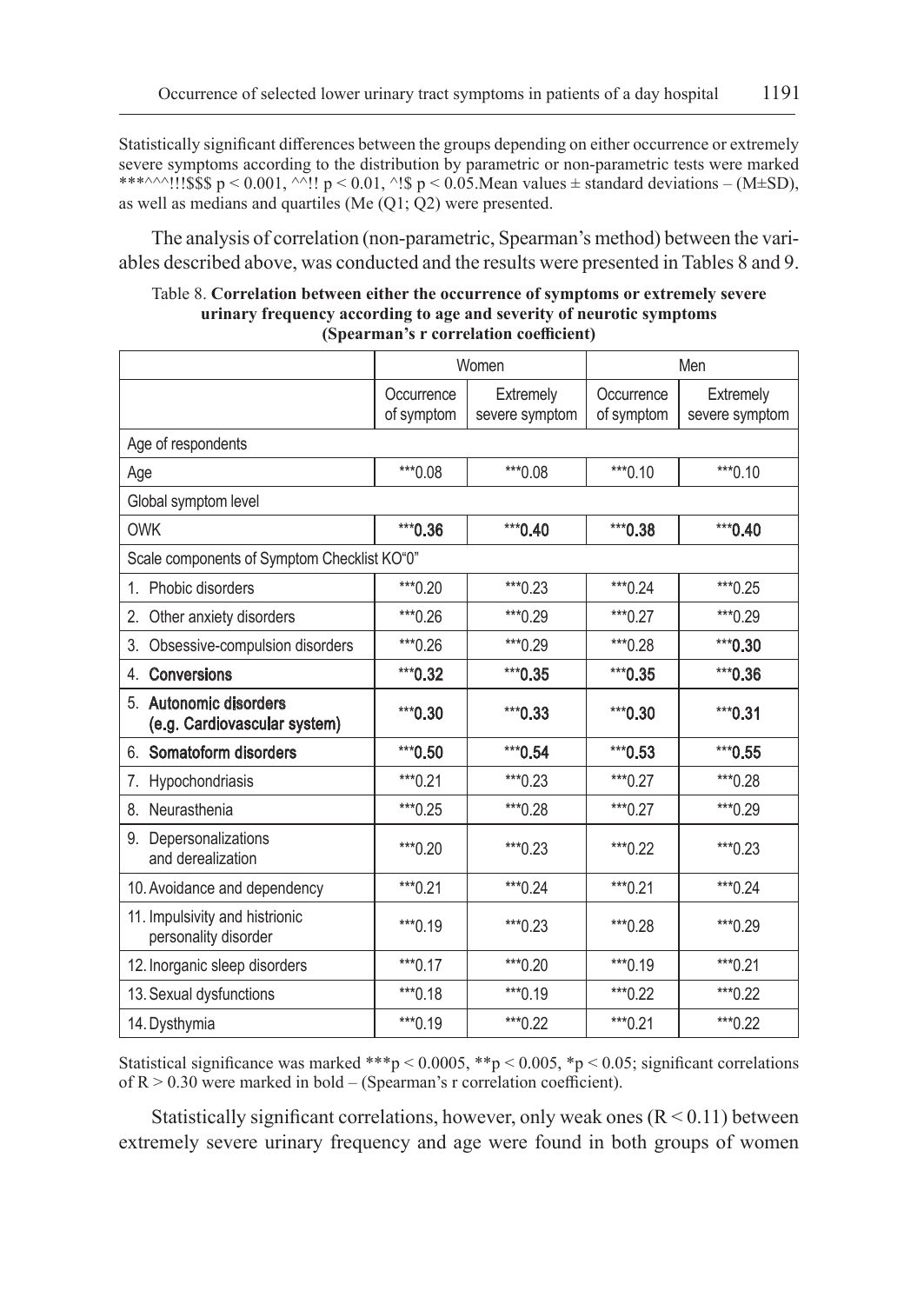Statistically significant differences between the groups depending on either occurrence or extremely severe symptoms according to the distribution by parametric or non-parametric tests were marked ***^^^!!!$$$ $p < 0.001$, ^^!! $p < 0.01$, ^!$ $p < 0.05$.Mean values ± standard deviations – (M±SD), as well as medians and quartiles (Me (Q1; Q2) were presented.

The analysis of correlation (non-parametric, Spearman's method) between the variables described above, was conducted and the results were presented in Tables 8 and 9.

Table 8. **Correlation between either the occurrence of symptoms or extremely severe urinary frequency according to age and severity of neurotic symptoms (Spearman's r correlation coefficient)**

| | Women | | Men | |
|---|---|---|---|---|
| | Occurrence of symptom | Extremely severe symptom | Occurrence of symptom | Extremely severe symptom |
| Age of respondents | | | | |
| Age | ***0.08 | ***0.08 | ***0.10 | ***0.10 |
| Global symptom level | | | | |
| OWK | ***​**0.36** | ***​**0.40** | ***​**0.38** | ***​**0.40** |
| Scale components of Symptom Checklist KO"0" | | | | |
| 1. Phobic disorders | ***0.20 | ***0.23 | ***0.24 | ***0.25 |
| 2. Other anxiety disorders | ***0.26 | ***0.29 | ***0.27 | ***0.29 |
| 3. Obsessive-compulsion disorders | ***0.26 | ***0.29 | ***0.28 | ***​**0.30** |
| 4. **Conversions** | ***​**0.32** | ***​**0.35** | ***​**0.35** | ***​**0.36** |
| 5. **Autonomic disorders (e.g. Cardiovascular system)** | ***​**0.30** | ***​**0.33** | ***​**0.30** | ***​**0.31** |
| 6. **Somatoform disorders** | ***​**0.50** | ***​**0.54** | ***​**0.53** | ***​**0.55** |
| 7. Hypochondriasis | ***0.21 | ***0.23 | ***0.27 | ***0.28 |
| 8. Neurasthenia | ***0.25 | ***0.28 | ***0.27 | ***0.29 |
| 9. Depersonalizations and derealization | ***0.20 | ***0.23 | ***0.22 | ***0.23 |
| 10. Avoidance and dependency | ***0.21 | ***0.24 | ***0.21 | ***0.24 |
| 11. Impulsivity and histrionic personality disorder | ***0.19 | ***0.23 | ***0.28 | ***0.29 |
| 12. Inorganic sleep disorders | ***0.17 | ***0.20 | ***0.19 | ***0.21 |
| 13. Sexual dysfunctions | ***0.18 | ***0.19 | ***0.22 | ***0.22 |
| 14. Dysthymia | ***0.19 | ***0.22 | ***0.21 | ***0.22 |

Statistical significance was marked ***$p < 0.0005$, **$p < 0.005$, *$p < 0.05$; significant correlations of $R > 0.30$ were marked in bold – (Spearman's r correlation coefficient).

Statistically significant correlations, however, only weak ones ($R < 0.11$) between extremely severe urinary frequency and age were found in both groups of women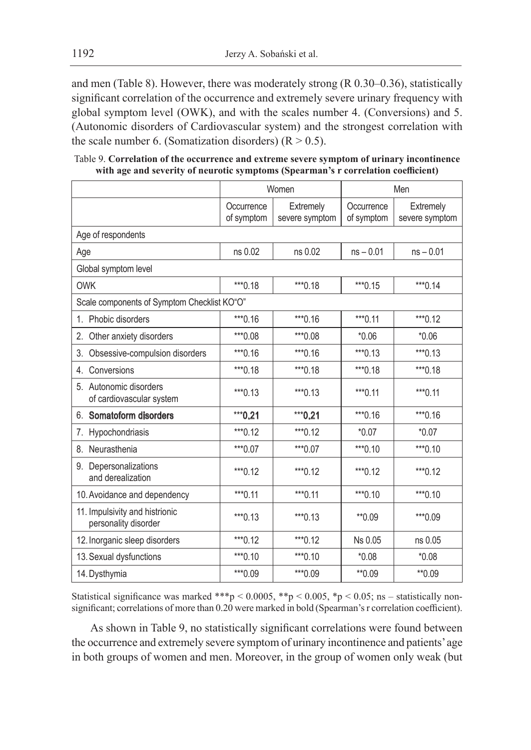and men (Table 8). However, there was moderately strong (R 0.30–0.36), statistically significant correlation of the occurrence and extremely severe urinary frequency with global symptom level (OWK), and with the scales number 4. (Conversions) and 5. (Autonomic disorders of Cardiovascular system) and the strongest correlation with the scale number 6. (Somatization disorders) (R > 0.5).

Table 9. **Correlation of the occurrence and extreme severe symptom of urinary incontinence with age and severity of neurotic symptoms (Spearman's r correlation coefficient)**

| | Women | | Men | |
|---|---|---|---|---|
| | Occurrence of symptom | Extremely severe symptom | Occurrence of symptom | Extremely severe symptom |
| Age of respondents | | | | |
| Age | ns 0.02 | ns 0.02 | ns – 0.01 | ns – 0.01 |
| Global symptom level | | | | |
| OWK | ***0.18 | ***0.18 | ***0.15 | ***0.14 |
| Scale components of Symptom Checklist KO"O" | | | | |
| 1. Phobic disorders | ***0.16 | ***0.16 | ***0.11 | ***0.12 |
| 2. Other anxiety disorders | ***0.08 | ***0.08 | *0.06 | *0.06 |
| 3. Obsessive-compulsion disorders | ***0.16 | ***0.16 | ***0.13 | ***0.13 |
| 4. Conversions | ***0.18 | ***0.18 | ***0.18 | ***0.18 |
| 5. Autonomic disorders of cardiovascular system | ***0.13 | ***0.13 | ***0.11 | ***0.11 |
| 6. **Somatoform disorders** | ***0.21 | ***0.21 | ***0.16 | ***0.16 |
| 7. Hypochondriasis | ***0.12 | ***0.12 | *0.07 | *0.07 |
| 8. Neurasthenia | ***0.07 | ***0.07 | ***0.10 | ***0.10 |
| 9. Depersonalizations and derealization | ***0.12 | ***0.12 | ***0.12 | ***0.12 |
| 10. Avoidance and dependency | ***0.11 | ***0.11 | ***0.10 | ***0.10 |
| 11. Impulsivity and histrionic personality disorder | ***0.13 | ***0.13 | **0.09 | ***0.09 |
| 12. Inorganic sleep disorders | ***0.12 | ***0.12 | Ns 0.05 | ns 0.05 |
| 13. Sexual dysfunctions | ***0.10 | ***0.10 | *0.08 | *0.08 |
| 14. Dysthymia | ***0.09 | ***0.09 | **0.09 | **0.09 |

Statistical significance was marked ***p < 0.0005, **p < 0.005, *p < 0.05; ns – statistically non-significant; correlations of more than 0.20 were marked in bold (Spearman's r correlation coefficient).

As shown in Table 9, no statistically significant correlations were found between the occurrence and extremely severe symptom of urinary incontinence and patients' age in both groups of women and men. Moreover, in the group of women only weak (but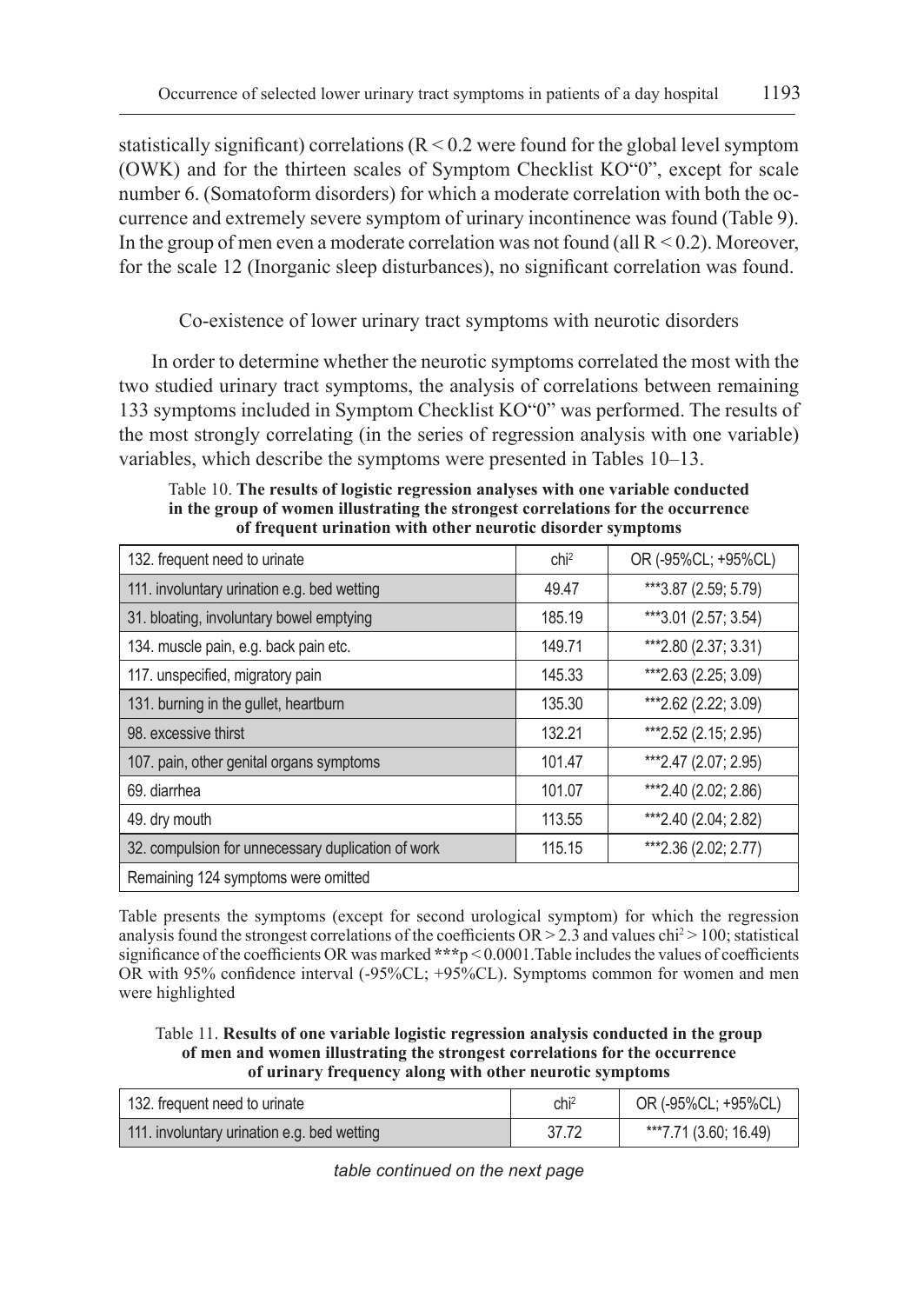statistically significant) correlations ($R < 0.2$ were found for the global level symptom (OWK) and for the thirteen scales of Symptom Checklist KO"0", except for scale number 6. (Somatoform disorders) for which a moderate correlation with both the occurrence and extremely severe symptom of urinary incontinence was found (Table 9). In the group of men even a moderate correlation was not found (all $R < 0.2$). Moreover, for the scale 12 (Inorganic sleep disturbances), no significant correlation was found.

## Co-existence of lower urinary tract symptoms with neurotic disorders

In order to determine whether the neurotic symptoms correlated the most with the two studied urinary tract symptoms, the analysis of correlations between remaining 133 symptoms included in Symptom Checklist KO"0" was performed. The results of the most strongly correlating (in the series of regression analysis with one variable) variables, which describe the symptoms were presented in Tables 10–13.

Table 10. **The results of logistic regression analyses with one variable conducted in the group of women illustrating the strongest correlations for the occurrence of frequent urination with other neurotic disorder symptoms**

| 132. frequent need to urinate | $chi^2$ | OR (-95%CL; +95%CL) |
|---|---|---|
| 111. involuntary urination e.g. bed wetting | 49.47 | ***3.87 (2.59; 5.79) |
| 31. bloating, involuntary bowel emptying | 185.19 | ***3.01 (2.57; 3.54) |
| 134. muscle pain, e.g. back pain etc. | 149.71 | ***2.80 (2.37; 3.31) |
| 117. unspecified, migratory pain | 145.33 | ***2.63 (2.25; 3.09) |
| 131. burning in the gullet, heartburn | 135.30 | ***2.62 (2.22; 3.09) |
| 98. excessive thirst | 132.21 | ***2.52 (2.15; 2.95) |
| 107. pain, other genital organs symptoms | 101.47 | ***2.47 (2.07; 2.95) |
| 69. diarrhea | 101.07 | ***2.40 (2.02; 2.86) |
| 49. dry mouth | 113.55 | ***2.40 (2.04; 2.82) |
| 32. compulsion for unnecessary duplication of work | 115.15 | ***2.36 (2.02; 2.77) |
| Remaining 124 symptoms were omitted | | |

Table presents the symptoms (except for second urological symptom) for which the regression analysis found the strongest correlations of the coefficients $OR > 2.3$ and values $chi^2 > 100$; statistical significance of the coefficients OR was marked ***$p < 0.0001$.Table includes the values of coefficients OR with 95% confidence interval (-95%CL; +95%CL). Symptoms common for women and men were highlighted

Table 11. **Results of one variable logistic regression analysis conducted in the group of men and women illustrating the strongest correlations for the occurrence of urinary frequency along with other neurotic symptoms**

| 132. frequent need to urinate | $chi^2$ | OR (-95%CL; +95%CL) |
|---|---|---|
| 111. involuntary urination e.g. bed wetting | 37.72 | ***7.71 (3.60; 16.49) |

*table continued on the next page*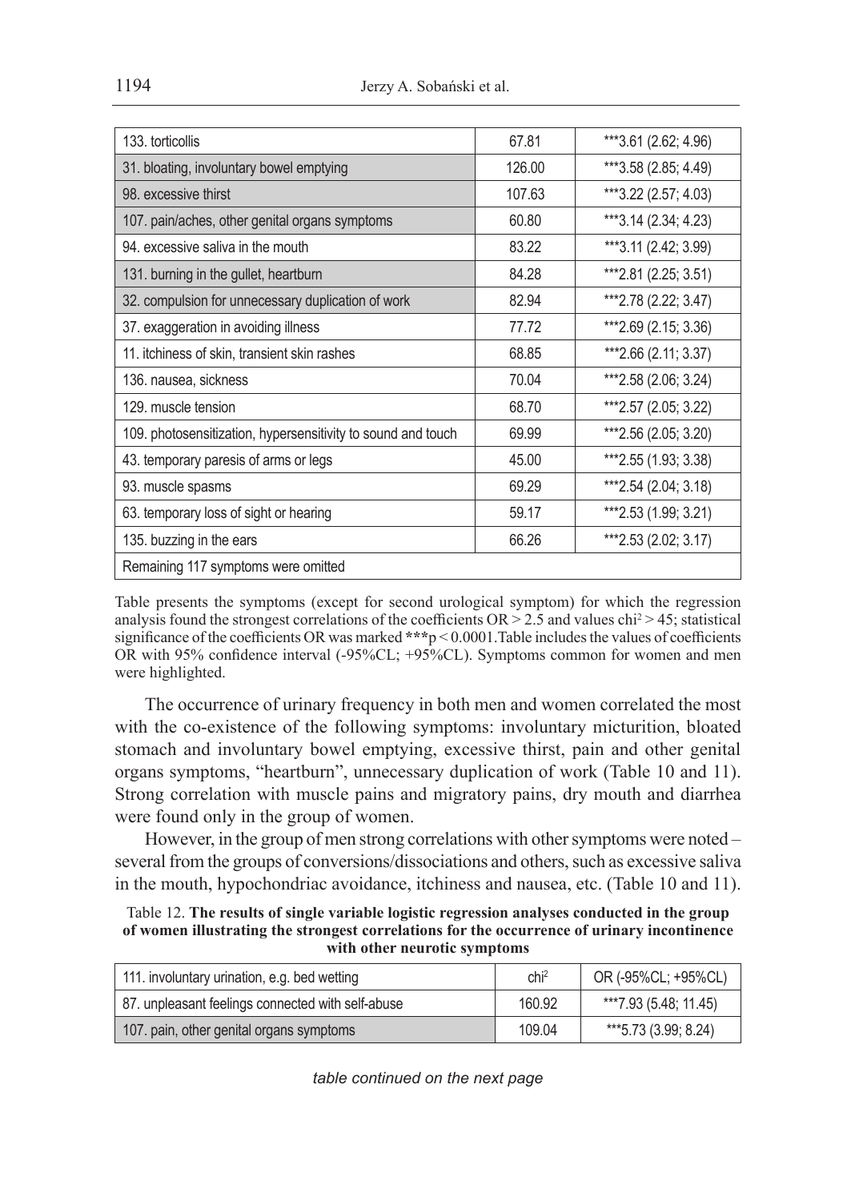| 133. torticollis | 67.81 | ***3.61 (2.62; 4.96) |
|---|---|---|
| 31. bloating, involuntary bowel emptying | 126.00 | ***3.58 (2.85; 4.49) |
| 98. excessive thirst | 107.63 | ***3.22 (2.57; 4.03) |
| 107. pain/aches, other genital organs symptoms | 60.80 | ***3.14 (2.34; 4.23) |
| 94. excessive saliva in the mouth | 83.22 | ***3.11 (2.42; 3.99) |
| 131. burning in the gullet, heartburn | 84.28 | ***2.81 (2.25; 3.51) |
| 32. compulsion for unnecessary duplication of work | 82.94 | ***2.78 (2.22; 3.47) |
| 37. exaggeration in avoiding illness | 77.72 | ***2.69 (2.15; 3.36) |
| 11. itchiness of skin, transient skin rashes | 68.85 | ***2.66 (2.11; 3.37) |
| 136. nausea, sickness | 70.04 | ***2.58 (2.06; 3.24) |
| 129. muscle tension | 68.70 | ***2.57 (2.05; 3.22) |
| 109. photosensitization, hypersensitivity to sound and touch | 69.99 | ***2.56 (2.05; 3.20) |
| 43. temporary paresis of arms or legs | 45.00 | ***2.55 (1.93; 3.38) |
| 93. muscle spasms | 69.29 | ***2.54 (2.04; 3.18) |
| 63. temporary loss of sight or hearing | 59.17 | ***2.53 (1.99; 3.21) |
| 135. buzzing in the ears | 66.26 | ***2.53 (2.02; 3.17) |
| Remaining 117 symptoms were omitted | | |

Table presents the symptoms (except for second urological symptom) for which the regression analysis found the strongest correlations of the coefficients OR > 2.5 and values $chi^2 > 45$; statistical significance of the coefficients OR was marked ***$p < 0.0001$. Table includes the values of coefficients OR with 95% confidence interval (-95%CL; +95%CL). Symptoms common for women and men were highlighted.

The occurrence of urinary frequency in both men and women correlated the most with the co-existence of the following symptoms: involuntary micturition, bloated stomach and involuntary bowel emptying, excessive thirst, pain and other genital organs symptoms, "heartburn", unnecessary duplication of work (Table 10 and 11). Strong correlation with muscle pains and migratory pains, dry mouth and diarrhea were found only in the group of women.

However, in the group of men strong correlations with other symptoms were noted – several from the groups of conversions/dissociations and others, such as excessive saliva in the mouth, hypochondriac avoidance, itchiness and nausea, etc. (Table 10 and 11).

Table 12. **The results of single variable logistic regression analyses conducted in the group of women illustrating the strongest correlations for the occurrence of urinary incontinence with other neurotic symptoms**

| 111. involuntary urination, e.g. bed wetting | $chi^2$ | OR (-95%CL; +95%CL) |
|---|---|---|
| 87. unpleasant feelings connected with self-abuse | 160.92 | ***7.93 (5.48; 11.45) |
| 107. pain, other genital organs symptoms | 109.04 | ***5.73 (3.99; 8.24) |

*table continued on the next page*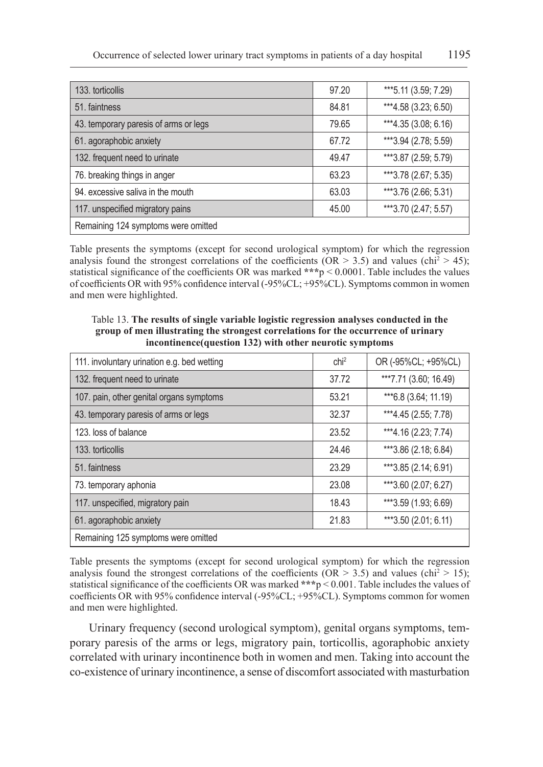| | | |
|---|---|---|
| 133. torticollis | 97.20 | ***5.11 (3.59; 7.29) |
| 51. faintness | 84.81 | ***4.58 (3.23; 6.50) |
| 43. temporary paresis of arms or legs | 79.65 | ***4.35 (3.08; 6.16) |
| 61. agoraphobic anxiety | 67.72 | ***3.94 (2.78; 5.59) |
| 132. frequent need to urinate | 49.47 | ***3.87 (2.59; 5.79) |
| 76. breaking things in anger | 63.23 | ***3.78 (2.67; 5.35) |
| 94. excessive saliva in the mouth | 63.03 | ***3.76 (2.66; 5.31) |
| 117. unspecified migratory pains | 45.00 | ***3.70 (2.47; 5.57) |
| Remaining 124 symptoms were omitted | | |

Table presents the symptoms (except for second urological symptom) for which the regression analysis found the strongest correlations of the coefficients (OR > 3.5) and values ($chi^2 > 45$); statistical significance of the coefficients OR was marked ***$p < 0.0001$. Table includes the values of coefficients OR with 95% confidence interval (-95%CL; +95%CL). Symptoms common in women and men were highlighted.

Table 13. **The results of single variable logistic regression analyses conducted in the group of men illustrating the strongest correlations for the occurrence of urinary incontinence(question 132) with other neurotic symptoms**

| 111. involuntary urination e.g. bed wetting | $chi^2$ | OR (-95%CL; +95%CL) |
|---|---|---|
| 132. frequent need to urinate | 37.72 | ***7.71 (3.60; 16.49) |
| 107. pain, other genital organs symptoms | 53.21 | ***6.8 (3.64; 11.19) |
| 43. temporary paresis of arms or legs | 32.37 | ***4.45 (2.55; 7.78) |
| 123. loss of balance | 23.52 | ***4.16 (2.23; 7.74) |
| 133. torticollis | 24.46 | ***3.86 (2.18; 6.84) |
| 51. faintness | 23.29 | ***3.85 (2.14; 6.91) |
| 73. temporary aphonia | 23.08 | ***3.60 (2.07; 6.27) |
| 117. unspecified, migratory pain | 18.43 | ***3.59 (1.93; 6.69) |
| 61. agoraphobic anxiety | 21.83 | ***3.50 (2.01; 6.11) |
| Remaining 125 symptoms were omitted | | |

Table presents the symptoms (except for second urological symptom) for which the regression analysis found the strongest correlations of the coefficients (OR > 3.5) and values ($chi^2 > 15$); statistical significance of the coefficients OR was marked ***$p < 0.001$. Table includes the values of coefficients OR with 95% confidence interval (-95%CL; +95%CL). Symptoms common for women and men were highlighted.

Urinary frequency (second urological symptom), genital organs symptoms, temporary paresis of the arms or legs, migratory pain, torticollis, agoraphobic anxiety correlated with urinary incontinence both in women and men. Taking into account the co-existence of urinary incontinence, a sense of discomfort associated with masturbation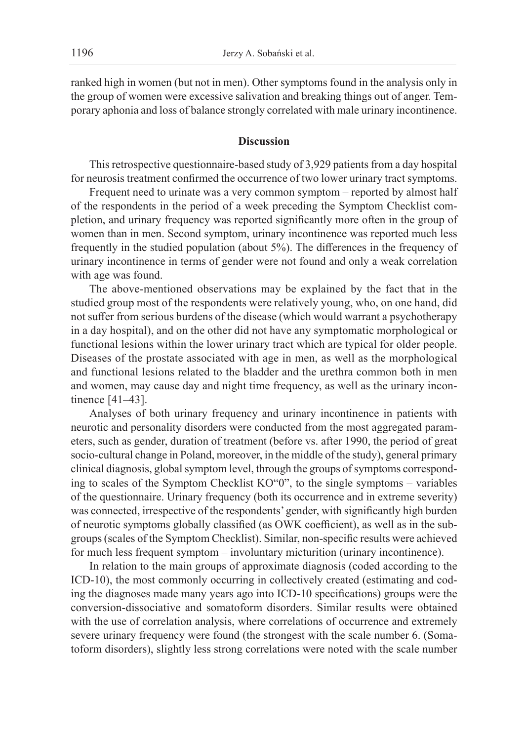ranked high in women (but not in men). Other symptoms found in the analysis only in the group of women were excessive salivation and breaking things out of anger. Temporary aphonia and loss of balance strongly correlated with male urinary incontinence.

## Discussion

This retrospective questionnaire-based study of 3,929 patients from a day hospital for neurosis treatment confirmed the occurrence of two lower urinary tract symptoms.

Frequent need to urinate was a very common symptom – reported by almost half of the respondents in the period of a week preceding the Symptom Checklist completion, and urinary frequency was reported significantly more often in the group of women than in men. Second symptom, urinary incontinence was reported much less frequently in the studied population (about 5%). The differences in the frequency of urinary incontinence in terms of gender were not found and only a weak correlation with age was found.

The above-mentioned observations may be explained by the fact that in the studied group most of the respondents were relatively young, who, on one hand, did not suffer from serious burdens of the disease (which would warrant a psychotherapy in a day hospital), and on the other did not have any symptomatic morphological or functional lesions within the lower urinary tract which are typical for older people. Diseases of the prostate associated with age in men, as well as the morphological and functional lesions related to the bladder and the urethra common both in men and women, may cause day and night time frequency, as well as the urinary incontinence [41–43].

Analyses of both urinary frequency and urinary incontinence in patients with neurotic and personality disorders were conducted from the most aggregated parameters, such as gender, duration of treatment (before vs. after 1990, the period of great socio-cultural change in Poland, moreover, in the middle of the study), general primary clinical diagnosis, global symptom level, through the groups of symptoms corresponding to scales of the Symptom Checklist KO"0", to the single symptoms – variables of the questionnaire. Urinary frequency (both its occurrence and in extreme severity) was connected, irrespective of the respondents' gender, with significantly high burden of neurotic symptoms globally classified (as OWK coefficient), as well as in the subgroups (scales of the Symptom Checklist). Similar, non-specific results were achieved for much less frequent symptom – involuntary micturition (urinary incontinence).

In relation to the main groups of approximate diagnosis (coded according to the ICD-10), the most commonly occurring in collectively created (estimating and coding the diagnoses made many years ago into ICD-10 specifications) groups were the conversion-dissociative and somatoform disorders. Similar results were obtained with the use of correlation analysis, where correlations of occurrence and extremely severe urinary frequency were found (the strongest with the scale number 6. (Somatoform disorders), slightly less strong correlations were noted with the scale number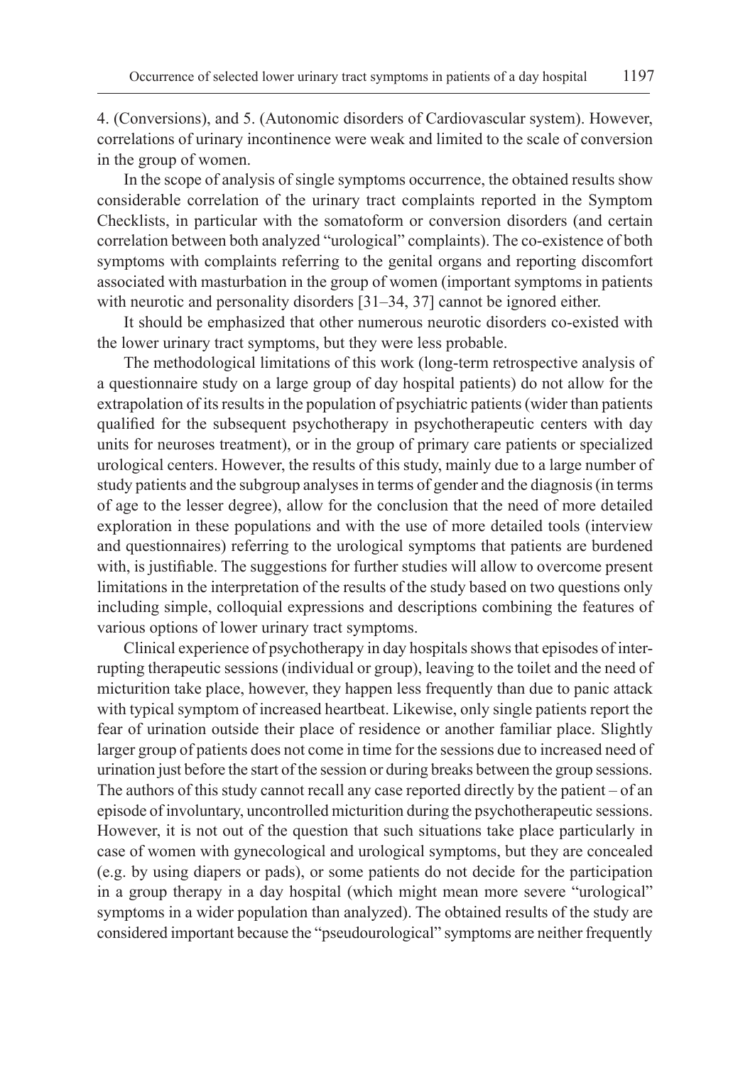4. (Conversions), and 5. (Autonomic disorders of Cardiovascular system). However, correlations of urinary incontinence were weak and limited to the scale of conversion in the group of women.

In the scope of analysis of single symptoms occurrence, the obtained results show considerable correlation of the urinary tract complaints reported in the Symptom Checklists, in particular with the somatoform or conversion disorders (and certain correlation between both analyzed "urological" complaints). The co-existence of both symptoms with complaints referring to the genital organs and reporting discomfort associated with masturbation in the group of women (important symptoms in patients with neurotic and personality disorders [31–34, 37] cannot be ignored either.

It should be emphasized that other numerous neurotic disorders co-existed with the lower urinary tract symptoms, but they were less probable.

The methodological limitations of this work (long-term retrospective analysis of a questionnaire study on a large group of day hospital patients) do not allow for the extrapolation of its results in the population of psychiatric patients (wider than patients qualified for the subsequent psychotherapy in psychotherapeutic centers with day units for neuroses treatment), or in the group of primary care patients or specialized urological centers. However, the results of this study, mainly due to a large number of study patients and the subgroup analyses in terms of gender and the diagnosis (in terms of age to the lesser degree), allow for the conclusion that the need of more detailed exploration in these populations and with the use of more detailed tools (interview and questionnaires) referring to the urological symptoms that patients are burdened with, is justifiable. The suggestions for further studies will allow to overcome present limitations in the interpretation of the results of the study based on two questions only including simple, colloquial expressions and descriptions combining the features of various options of lower urinary tract symptoms.

Clinical experience of psychotherapy in day hospitals shows that episodes of interrupting therapeutic sessions (individual or group), leaving to the toilet and the need of micturition take place, however, they happen less frequently than due to panic attack with typical symptom of increased heartbeat. Likewise, only single patients report the fear of urination outside their place of residence or another familiar place. Slightly larger group of patients does not come in time for the sessions due to increased need of urination just before the start of the session or during breaks between the group sessions. The authors of this study cannot recall any case reported directly by the patient – of an episode of involuntary, uncontrolled micturition during the psychotherapeutic sessions. However, it is not out of the question that such situations take place particularly in case of women with gynecological and urological symptoms, but they are concealed (e.g. by using diapers or pads), or some patients do not decide for the participation in a group therapy in a day hospital (which might mean more severe "urological" symptoms in a wider population than analyzed). The obtained results of the study are considered important because the "pseudourological" symptoms are neither frequently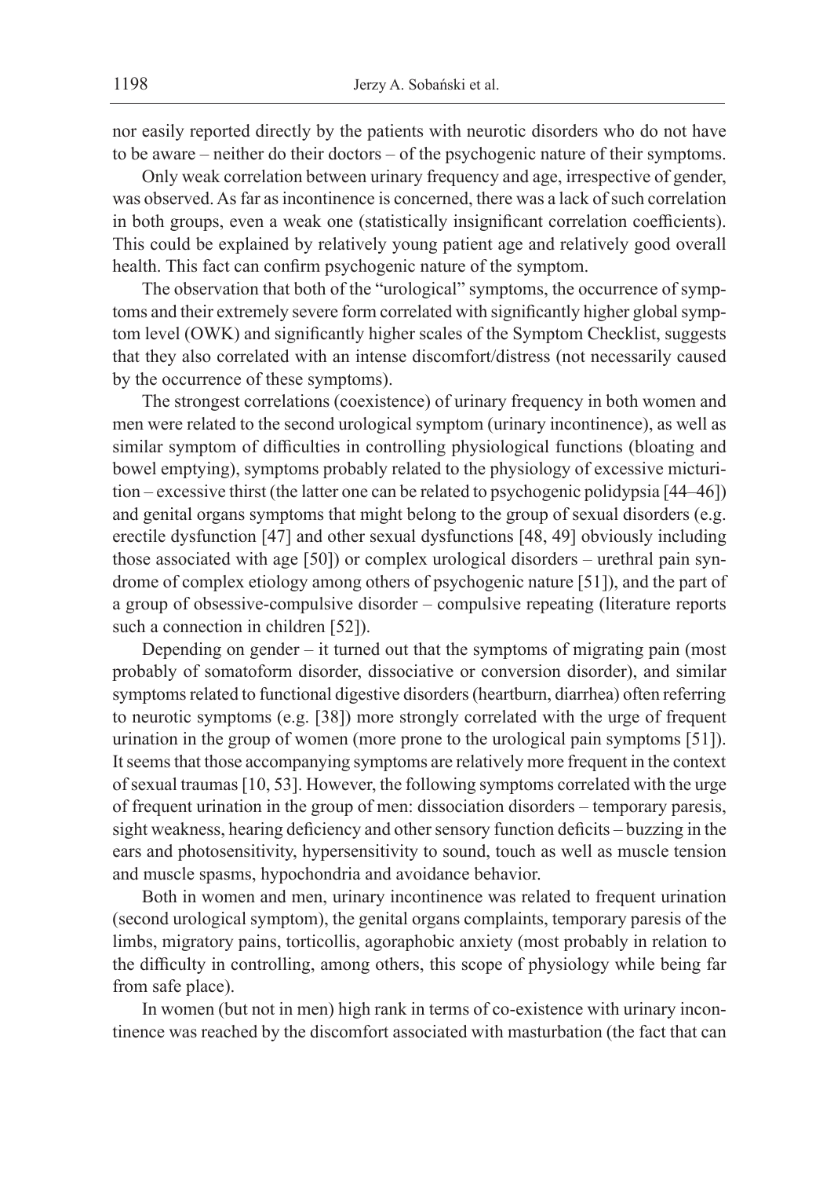nor easily reported directly by the patients with neurotic disorders who do not have to be aware – neither do their doctors – of the psychogenic nature of their symptoms.

Only weak correlation between urinary frequency and age, irrespective of gender, was observed. As far as incontinence is concerned, there was a lack of such correlation in both groups, even a weak one (statistically insignificant correlation coefficients). This could be explained by relatively young patient age and relatively good overall health. This fact can confirm psychogenic nature of the symptom.

The observation that both of the "urological" symptoms, the occurrence of symptoms and their extremely severe form correlated with significantly higher global symptom level (OWK) and significantly higher scales of the Symptom Checklist, suggests that they also correlated with an intense discomfort/distress (not necessarily caused by the occurrence of these symptoms).

The strongest correlations (coexistence) of urinary frequency in both women and men were related to the second urological symptom (urinary incontinence), as well as similar symptom of difficulties in controlling physiological functions (bloating and bowel emptying), symptoms probably related to the physiology of excessive micturition – excessive thirst (the latter one can be related to psychogenic polidypsia [44–46]) and genital organs symptoms that might belong to the group of sexual disorders (e.g. erectile dysfunction [47] and other sexual dysfunctions [48, 49] obviously including those associated with age [50]) or complex urological disorders – urethral pain syndrome of complex etiology among others of psychogenic nature [51]), and the part of a group of obsessive-compulsive disorder – compulsive repeating (literature reports such a connection in children [52]).

Depending on gender – it turned out that the symptoms of migrating pain (most probably of somatoform disorder, dissociative or conversion disorder), and similar symptoms related to functional digestive disorders (heartburn, diarrhea) often referring to neurotic symptoms (e.g. [38]) more strongly correlated with the urge of frequent urination in the group of women (more prone to the urological pain symptoms [51]). It seems that those accompanying symptoms are relatively more frequent in the context of sexual traumas [10, 53]. However, the following symptoms correlated with the urge of frequent urination in the group of men: dissociation disorders – temporary paresis, sight weakness, hearing deficiency and other sensory function deficits – buzzing in the ears and photosensitivity, hypersensitivity to sound, touch as well as muscle tension and muscle spasms, hypochondria and avoidance behavior.

Both in women and men, urinary incontinence was related to frequent urination (second urological symptom), the genital organs complaints, temporary paresis of the limbs, migratory pains, torticollis, agoraphobic anxiety (most probably in relation to the difficulty in controlling, among others, this scope of physiology while being far from safe place).

In women (but not in men) high rank in terms of co-existence with urinary incontinence was reached by the discomfort associated with masturbation (the fact that can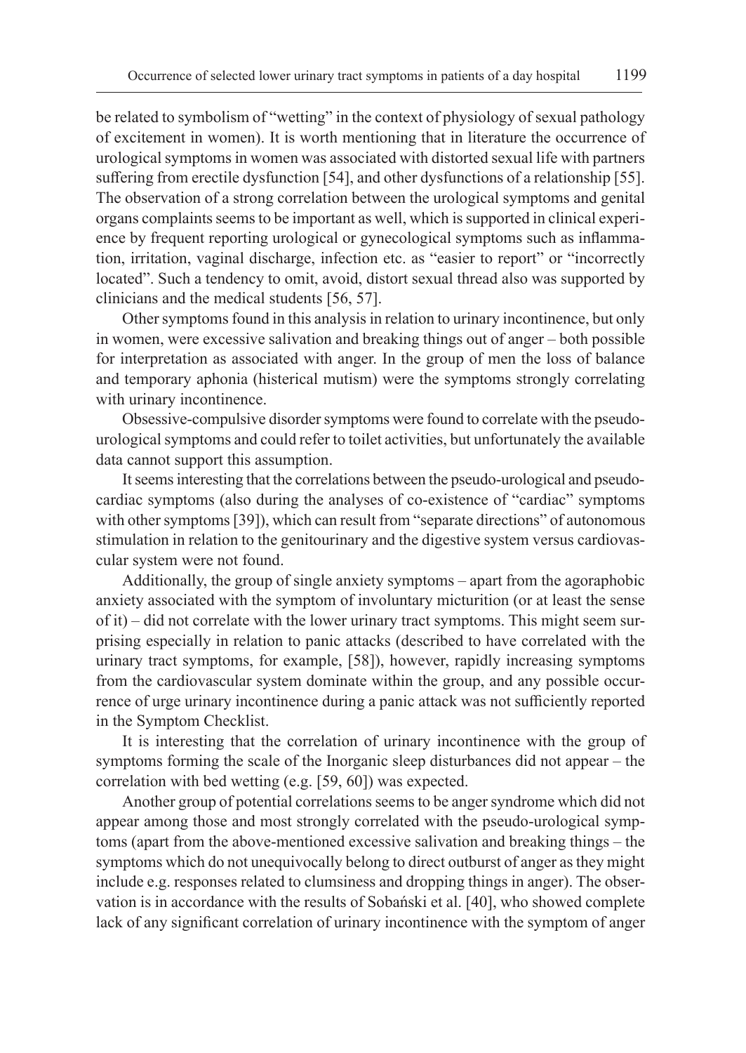be related to symbolism of "wetting" in the context of physiology of sexual pathology of excitement in women). It is worth mentioning that in literature the occurrence of urological symptoms in women was associated with distorted sexual life with partners suffering from erectile dysfunction [54], and other dysfunctions of a relationship [55]. The observation of a strong correlation between the urological symptoms and genital organs complaints seems to be important as well, which is supported in clinical experience by frequent reporting urological or gynecological symptoms such as inflammation, irritation, vaginal discharge, infection etc. as "easier to report" or "incorrectly located". Such a tendency to omit, avoid, distort sexual thread also was supported by clinicians and the medical students [56, 57].

Other symptoms found in this analysis in relation to urinary incontinence, but only in women, were excessive salivation and breaking things out of anger – both possible for interpretation as associated with anger. In the group of men the loss of balance and temporary aphonia (histerical mutism) were the symptoms strongly correlating with urinary incontinence.

Obsessive-compulsive disorder symptoms were found to correlate with the pseudo-urological symptoms and could refer to toilet activities, but unfortunately the available data cannot support this assumption.

It seems interesting that the correlations between the pseudo-urological and pseudo-cardiac symptoms (also during the analyses of co-existence of "cardiac" symptoms with other symptoms [39]), which can result from "separate directions" of autonomous stimulation in relation to the genitourinary and the digestive system versus cardiovascular system were not found.

Additionally, the group of single anxiety symptoms – apart from the agoraphobic anxiety associated with the symptom of involuntary micturition (or at least the sense of it) – did not correlate with the lower urinary tract symptoms. This might seem surprising especially in relation to panic attacks (described to have correlated with the urinary tract symptoms, for example, [58]), however, rapidly increasing symptoms from the cardiovascular system dominate within the group, and any possible occurrence of urge urinary incontinence during a panic attack was not sufficiently reported in the Symptom Checklist.

It is interesting that the correlation of urinary incontinence with the group of symptoms forming the scale of the Inorganic sleep disturbances did not appear – the correlation with bed wetting (e.g. [59, 60]) was expected.

Another group of potential correlations seems to be anger syndrome which did not appear among those and most strongly correlated with the pseudo-urological symptoms (apart from the above-mentioned excessive salivation and breaking things – the symptoms which do not unequivocally belong to direct outburst of anger as they might include e.g. responses related to clumsiness and dropping things in anger). The observation is in accordance with the results of Sobański et al. [40], who showed complete lack of any significant correlation of urinary incontinence with the symptom of anger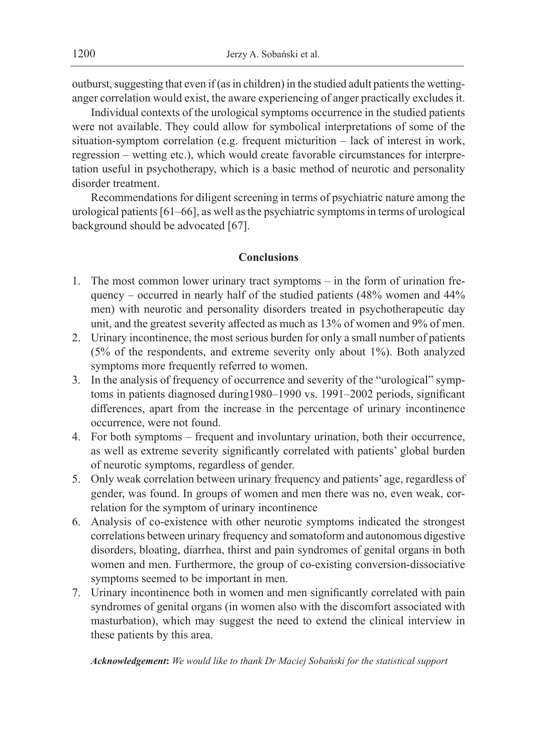outburst, suggesting that even if (as in children) in the studied adult patients the wetting-anger correlation would exist, the aware experiencing of anger practically excludes it.

Individual contexts of the urological symptoms occurrence in the studied patients were not available. They could allow for symbolical interpretations of some of the situation-symptom correlation (e.g. frequent micturition – lack of interest in work, regression – wetting etc.), which would create favorable circumstances for interpretation useful in psychotherapy, which is a basic method of neurotic and personality disorder treatment.

Recommendations for diligent screening in terms of psychiatric nature among the urological patients [61–66], as well as the psychiatric symptoms in terms of urological background should be advocated [67].

## Conclusions

1. The most common lower urinary tract symptoms – in the form of urination frequency – occurred in nearly half of the studied patients (48% women and 44% men) with neurotic and personality disorders treated in psychotherapeutic day unit, and the greatest severity affected as much as 13% of women and 9% of men.
2. Urinary incontinence, the most serious burden for only a small number of patients (5% of the respondents, and extreme severity only about 1%). Both analyzed symptoms more frequently referred to women.
3. In the analysis of frequency of occurrence and severity of the "urological" symptoms in patients diagnosed during1980–1990 vs. 1991–2002 periods, significant differences, apart from the increase in the percentage of urinary incontinence occurrence, were not found.
4. For both symptoms – frequent and involuntary urination, both their occurrence, as well as extreme severity significantly correlated with patients' global burden of neurotic symptoms, regardless of gender.
5. Only weak correlation between urinary frequency and patients' age, regardless of gender, was found. In groups of women and men there was no, even weak, correlation for the symptom of urinary incontinence
6. Analysis of co-existence with other neurotic symptoms indicated the strongest correlations between urinary frequency and somatoform and autonomous digestive disorders, bloating, diarrhea, thirst and pain syndromes of genital organs in both women and men. Furthermore, the group of co-existing conversion-dissociative symptoms seemed to be important in men.
7. Urinary incontinence both in women and men significantly correlated with pain syndromes of genital organs (in women also with the discomfort associated with masturbation), which may suggest the need to extend the clinical interview in these patients by this area.

***Acknowledgement**: We would like to thank Dr Maciej Sobański for the statistical support*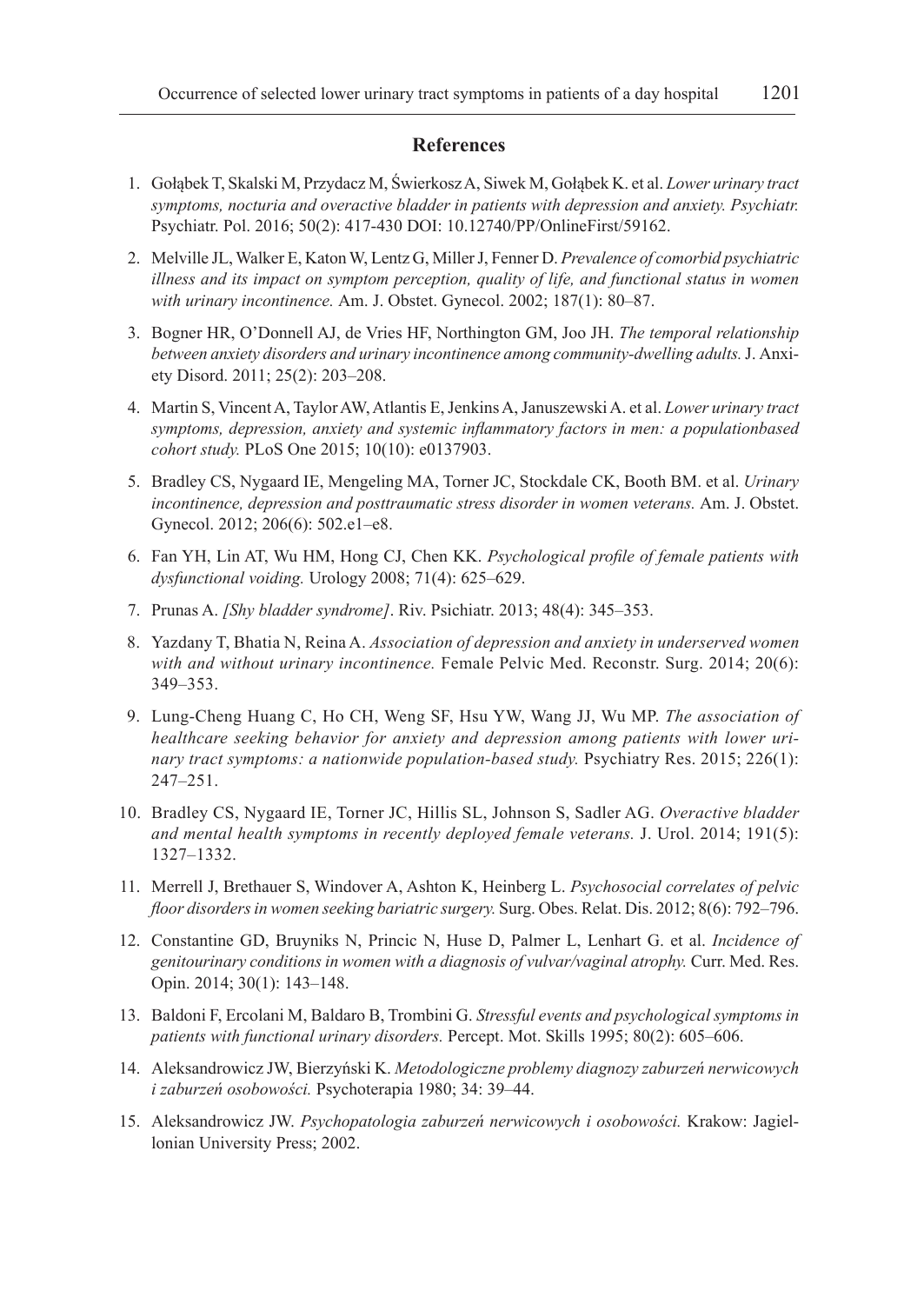## References

1. Gołąbek T, Skalski M, Przydacz M, Świerkosz A, Siwek M, Gołąbek K. et al. *Lower urinary tract symptoms, nocturia and overactive bladder in patients with depression and anxiety. Psychiatr.* Psychiatr. Pol. 2016; 50(2): 417-430 DOI: 10.12740/PP/OnlineFirst/59162.
2. Melville JL, Walker E, Katon W, Lentz G, Miller J, Fenner D. *Prevalence of comorbid psychiatric illness and its impact on symptom perception, quality of life, and functional status in women with urinary incontinence.* Am. J. Obstet. Gynecol. 2002; 187(1): 80–87.
3. Bogner HR, O'Donnell AJ, de Vries HF, Northington GM, Joo JH. *The temporal relationship between anxiety disorders and urinary incontinence among community-dwelling adults.* J. Anxiety Disord. 2011; 25(2): 203–208.
4. Martin S, Vincent A, Taylor AW, Atlantis E, Jenkins A, Januszewski A. et al. *Lower urinary tract symptoms, depression, anxiety and systemic inflammatory factors in men: a populationbased cohort study.* PLoS One 2015; 10(10): e0137903.
5. Bradley CS, Nygaard IE, Mengeling MA, Torner JC, Stockdale CK, Booth BM. et al. *Urinary incontinence, depression and posttraumatic stress disorder in women veterans.* Am. J. Obstet. Gynecol. 2012; 206(6): 502.e1–e8.
6. Fan YH, Lin AT, Wu HM, Hong CJ, Chen KK. *Psychological profile of female patients with dysfunctional voiding.* Urology 2008; 71(4): 625–629.
7. Prunas A. *[Shy bladder syndrome]*. Riv. Psichiatr. 2013; 48(4): 345–353.
8. Yazdany T, Bhatia N, Reina A. *Association of depression and anxiety in underserved women with and without urinary incontinence.* Female Pelvic Med. Reconstr. Surg. 2014; 20(6): 349–353.
9. Lung-Cheng Huang C, Ho CH, Weng SF, Hsu YW, Wang JJ, Wu MP. *The association of healthcare seeking behavior for anxiety and depression among patients with lower urinary tract symptoms: a nationwide population-based study.* Psychiatry Res. 2015; 226(1): 247–251.
10. Bradley CS, Nygaard IE, Torner JC, Hillis SL, Johnson S, Sadler AG. *Overactive bladder and mental health symptoms in recently deployed female veterans.* J. Urol. 2014; 191(5): 1327–1332.
11. Merrell J, Brethauer S, Windover A, Ashton K, Heinberg L. *Psychosocial correlates of pelvic floor disorders in women seeking bariatric surgery.* Surg. Obes. Relat. Dis. 2012; 8(6): 792–796.
12. Constantine GD, Bruyniks N, Princic N, Huse D, Palmer L, Lenhart G. et al. *Incidence of genitourinary conditions in women with a diagnosis of vulvar/vaginal atrophy.* Curr. Med. Res. Opin. 2014; 30(1): 143–148.
13. Baldoni F, Ercolani M, Baldaro B, Trombini G. *Stressful events and psychological symptoms in patients with functional urinary disorders.* Percept. Mot. Skills 1995; 80(2): 605–606.
14. Aleksandrowicz JW, Bierzyński K. *Metodologiczne problemy diagnozy zaburzeń nerwicowych i zaburzeń osobowości.* Psychoterapia 1980; 34: 39–44.
15. Aleksandrowicz JW. *Psychopatologia zaburzeń nerwicowych i osobowości.* Krakow: Jagiellonian University Press; 2002.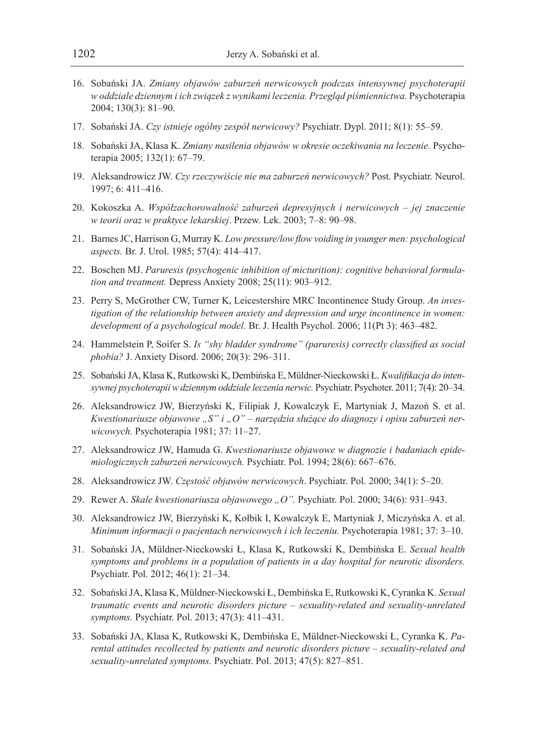16. Sobański JA. *Zmiany objawów zaburzeń nerwicowych podczas intensywnej psychoterapii w oddziale dziennym i ich związek z wynikami leczenia. Przegląd piśmiennictwa.* Psychoterapia 2004; 130(3): 81–90.
17. Sobański JA. *Czy istnieje ogólny zespół nerwicowy?* Psychiatr. Dypl. 2011; 8(1): 55–59.
18. Sobański JA, Klasa K. *Zmiany nasilenia objawów w okresie oczekiwania na leczenie.* Psychoterapia 2005; 132(1): 67–79.
19. Aleksandrowicz JW. *Czy rzeczywiście nie ma zaburzeń nerwicowych?* Post. Psychiatr. Neurol. 1997; 6: 411–416.
20. Kokoszka A. *Współzachorowalność zaburzeń depresyjnych i nerwicowych – jej znaczenie w teorii oraz w praktyce lekarskiej*. Przew. Lek. 2003; 7–8: 90–98.
21. Barnes JC, Harrison G, Murray K. *Low pressure/low flow voiding in younger men: psychological aspects.* Br. J. Urol. 1985; 57(4): 414–417.
22. Boschen MJ. *Paruresis (psychogenic inhibition of micturition): cognitive behavioral formulation and treatment.* Depress Anxiety 2008; 25(11): 903–912.
23. Perry S, McGrother CW, Turner K, Leicestershire MRC Incontinence Study Group. *An investigation of the relationship between anxiety and depression and urge incontinence in women: development of a psychological model.* Br. J. Health Psychol. 2006; 11(Pt 3): 463–482.
24. Hammelstein P, Soifer S. *Is "shy bladder syndrome" (paruresis) correctly classified as social phobia?* J. Anxiety Disord. 2006; 20(3): 296–311.
25. Sobański JA, Klasa K, Rutkowski K, Dembińska E, Müldner-Nieckowski Ł. *Kwalifikacja do intensywnej psychoterapii w dziennym oddziale leczenia nerwic.* Psychiatr. Psychoter. 2011; 7(4): 20–34.
26. Aleksandrowicz JW, Bierzyński K, Filipiak J, Kowalczyk E, Martyniak J, Mazoń S. et al. *Kwestionariusze objawowe „S" i „O" – narzędzia służące do diagnozy i opisu zaburzeń nerwicowych.* Psychoterapia 1981; 37: 11–27.
27. Aleksandrowicz JW, Hamuda G. *Kwestionariusze objawowe w diagnozie i badaniach epidemiologicznych zaburzeń nerwicowych.* Psychiatr. Pol. 1994; 28(6): 667–676.
28. Aleksandrowicz JW. *Częstość objawów nerwicowych*. Psychiatr. Pol. 2000; 34(1): 5–20.
29. Rewer A. *Skale kwestionariusza objawowego „O".* Psychiatr. Pol. 2000; 34(6): 931–943.
30. Aleksandrowicz JW, Bierzyński K, Kołbik I, Kowalczyk E, Martyniak J, Miczyńska A. et al. *Minimum informacji o pacjentach nerwicowych i ich leczeniu.* Psychoterapia 1981; 37: 3–10.
31. Sobański JA, Müldner-Nieckowski Ł, Klasa K, Rutkowski K, Dembińska E. *Sexual health symptoms and problems in a population of patients in a day hospital for neurotic disorders.* Psychiatr. Pol. 2012; 46(1): 21–34.
32. Sobański JA, Klasa K, Müldner-Nieckowski Ł, Dembińska E, Rutkowski K, Cyranka K. *Sexual traumatic events and neurotic disorders picture – sexuality-related and sexuality-unrelated symptoms.* Psychiatr. Pol. 2013; 47(3): 411–431.
33. Sobański JA, Klasa K, Rutkowski K, Dembińska E, Müldner-Nieckowski Ł, Cyranka K. *Parental attitudes recollected by patients and neurotic disorders picture – sexuality-related and sexuality-unrelated symptoms.* Psychiatr. Pol. 2013; 47(5): 827–851.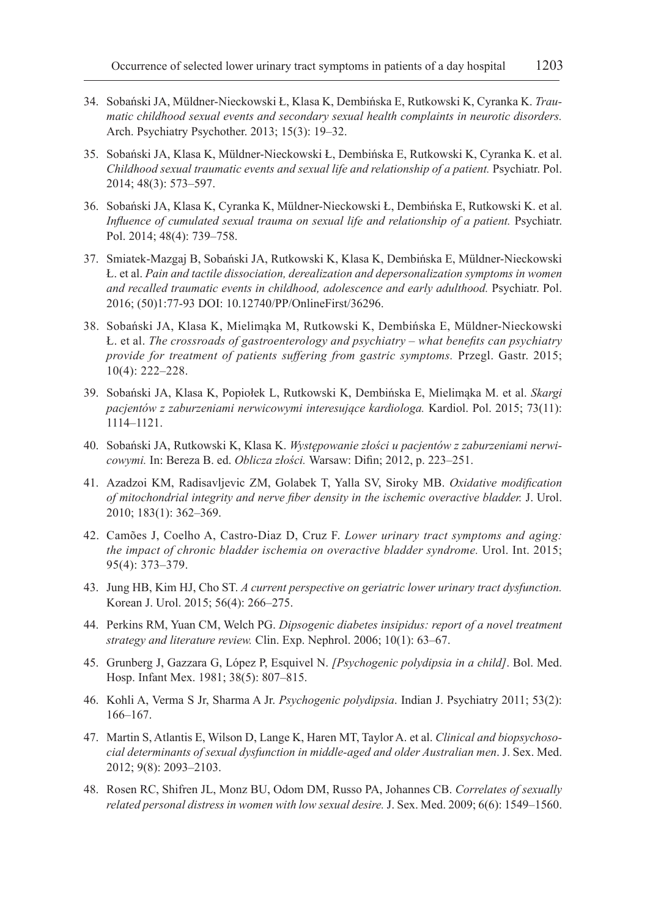34. Sobański JA, Müldner-Nieckowski Ł, Klasa K, Dembińska E, Rutkowski K, Cyranka K. *Traumatic childhood sexual events and secondary sexual health complaints in neurotic disorders.* Arch. Psychiatry Psychother. 2013; 15(3): 19–32.
35. Sobański JA, Klasa K, Müldner-Nieckowski Ł, Dembińska E, Rutkowski K, Cyranka K. et al. *Childhood sexual traumatic events and sexual life and relationship of a patient.* Psychiatr. Pol. 2014; 48(3): 573–597.
36. Sobański JA, Klasa K, Cyranka K, Müldner-Nieckowski Ł, Dembińska E, Rutkowski K. et al. *Influence of cumulated sexual trauma on sexual life and relationship of a patient.* Psychiatr. Pol. 2014; 48(4): 739–758.
37. Smiatek-Mazgaj B, Sobański JA, Rutkowski K, Klasa K, Dembińska E, Müldner-Nieckowski Ł. et al. *Pain and tactile dissociation, derealization and depersonalization symptoms in women and recalled traumatic events in childhood, adolescence and early adulthood.* Psychiatr. Pol. 2016; (50)1:77-93 DOI: 10.12740/PP/OnlineFirst/36296.
38. Sobański JA, Klasa K, Mielimąka M, Rutkowski K, Dembińska E, Müldner-Nieckowski Ł. et al. *The crossroads of gastroenterology and psychiatry – what benefits can psychiatry provide for treatment of patients suffering from gastric symptoms.* Przegl. Gastr. 2015; 10(4): 222–228.
39. Sobański JA, Klasa K, Popiołek L, Rutkowski K, Dembińska E, Mielimąka M. et al. *Skargi pacjentów z zaburzeniami nerwicowymi interesujące kardiologa.* Kardiol. Pol. 2015; 73(11): 1114–1121.
40. Sobański JA, Rutkowski K, Klasa K. *Występowanie złości u pacjentów z zaburzeniami nerwicowymi.* In: Bereza B. ed. *Oblicza złości.* Warsaw: Difin; 2012, p. 223–251.
41. Azadzoi KM, Radisavljevic ZM, Golabek T, Yalla SV, Siroky MB. *Oxidative modification of mitochondrial integrity and nerve fiber density in the ischemic overactive bladder.* J. Urol. 2010; 183(1): 362–369.
42. Camões J, Coelho A, Castro-Diaz D, Cruz F. *Lower urinary tract symptoms and aging: the impact of chronic bladder ischemia on overactive bladder syndrome.* Urol. Int. 2015; 95(4): 373–379.
43. Jung HB, Kim HJ, Cho ST. *A current perspective on geriatric lower urinary tract dysfunction.* Korean J. Urol. 2015; 56(4): 266–275.
44. Perkins RM, Yuan CM, Welch PG. *Dipsogenic diabetes insipidus: report of a novel treatment strategy and literature review.* Clin. Exp. Nephrol. 2006; 10(1): 63–67.
45. Grunberg J, Gazzara G, López P, Esquivel N. *[Psychogenic polydipsia in a child]*. Bol. Med. Hosp. Infant Mex. 1981; 38(5): 807–815.
46. Kohli A, Verma S Jr, Sharma A Jr. *Psychogenic polydipsia*. Indian J. Psychiatry 2011; 53(2): 166–167.
47. Martin S, Atlantis E, Wilson D, Lange K, Haren MT, Taylor A. et al. *Clinical and biopsychosocial determinants of sexual dysfunction in middle-aged and older Australian men*. J. Sex. Med. 2012; 9(8): 2093–2103.
48. Rosen RC, Shifren JL, Monz BU, Odom DM, Russo PA, Johannes CB. *Correlates of sexually related personal distress in women with low sexual desire.* J. Sex. Med. 2009; 6(6): 1549–1560.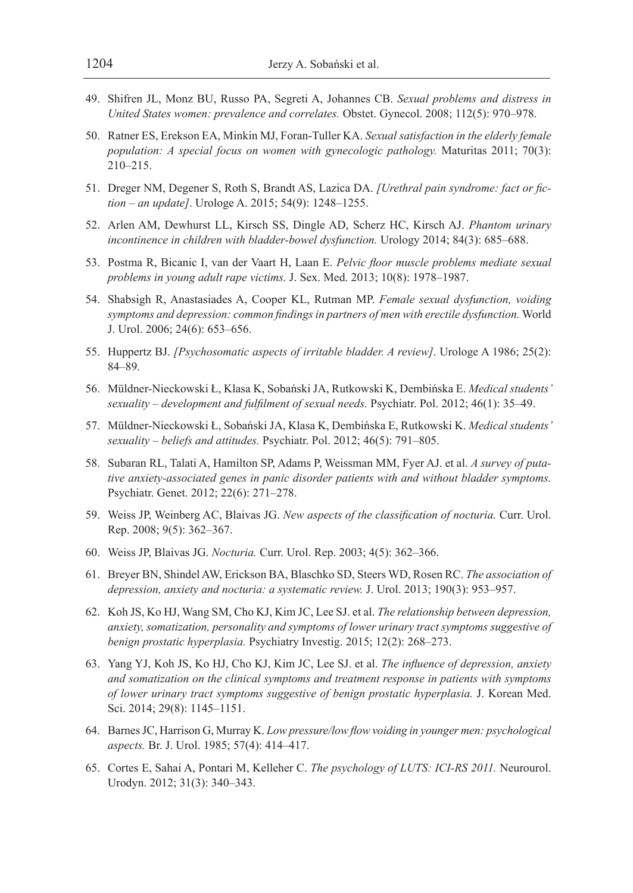49. Shifren JL, Monz BU, Russo PA, Segreti A, Johannes CB. *Sexual problems and distress in United States women: prevalence and correlates.* Obstet. Gynecol. 2008; 112(5): 970–978.

50. Ratner ES, Erekson EA, Minkin MJ, Foran-Tuller KA. *Sexual satisfaction in the elderly female population: A special focus on women with gynecologic pathology.* Maturitas 2011; 70(3): 210–215.

51. Dreger NM, Degener S, Roth S, Brandt AS, Lazica DA. *[Urethral pain syndrome: fact or fiction – an update]*. Urologe A. 2015; 54(9): 1248–1255.

52. Arlen AM, Dewhurst LL, Kirsch SS, Dingle AD, Scherz HC, Kirsch AJ. *Phantom urinary incontinence in children with bladder-bowel dysfunction.* Urology 2014; 84(3): 685–688.

53. Postma R, Bicanic I, van der Vaart H, Laan E. *Pelvic floor muscle problems mediate sexual problems in young adult rape victims.* J. Sex. Med. 2013; 10(8): 1978–1987.

54. Shabsigh R, Anastasiades A, Cooper KL, Rutman MP. *Female sexual dysfunction, voiding symptoms and depression: common findings in partners of men with erectile dysfunction.* World J. Urol. 2006; 24(6): 653–656.

55. Huppertz BJ. *[Psychosomatic aspects of irritable bladder. A review]*. Urologe A 1986; 25(2): 84–89.

56. Müldner-Nieckowski Ł, Klasa K, Sobański JA, Rutkowski K, Dembińska E. *Medical students' sexuality – development and fulfilment of sexual needs.* Psychiatr. Pol. 2012; 46(1): 35–49.

57. Müldner-Nieckowski Ł, Sobański JA, Klasa K, Dembińska E, Rutkowski K. *Medical students' sexuality – beliefs and attitudes.* Psychiatr. Pol. 2012; 46(5): 791–805.

58. Subaran RL, Talati A, Hamilton SP, Adams P, Weissman MM, Fyer AJ. et al. *A survey of putative anxiety-associated genes in panic disorder patients with and without bladder symptoms.* Psychiatr. Genet. 2012; 22(6): 271–278.

59. Weiss JP, Weinberg AC, Blaivas JG. *New aspects of the classification of nocturia.* Curr. Urol. Rep. 2008; 9(5): 362–367.

60. Weiss JP, Blaivas JG. *Nocturia.* Curr. Urol. Rep. 2003; 4(5): 362–366.

61. Breyer BN, Shindel AW, Erickson BA, Blaschko SD, Steers WD, Rosen RC. *The association of depression, anxiety and nocturia: a systematic review.* J. Urol. 2013; 190(3): 953–957.

62. Koh JS, Ko HJ, Wang SM, Cho KJ, Kim JC, Lee SJ. et al. *The relationship between depression, anxiety, somatization, personality and symptoms of lower urinary tract symptoms suggestive of benign prostatic hyperplasia.* Psychiatry Investig. 2015; 12(2): 268–273.

63. Yang YJ, Koh JS, Ko HJ, Cho KJ, Kim JC, Lee SJ. et al. *The influence of depression, anxiety and somatization on the clinical symptoms and treatment response in patients with symptoms of lower urinary tract symptoms suggestive of benign prostatic hyperplasia.* J. Korean Med. Sci. 2014; 29(8): 1145–1151.

64. Barnes JC, Harrison G, Murray K. *Low pressure/low flow voiding in younger men: psychological aspects.* Br. J. Urol. 1985; 57(4): 414–417.

65. Cortes E, Sahai A, Pontari M, Kelleher C. *The psychology of LUTS: ICI-RS 2011.* Neurourol. Urodyn. 2012; 31(3): 340–343.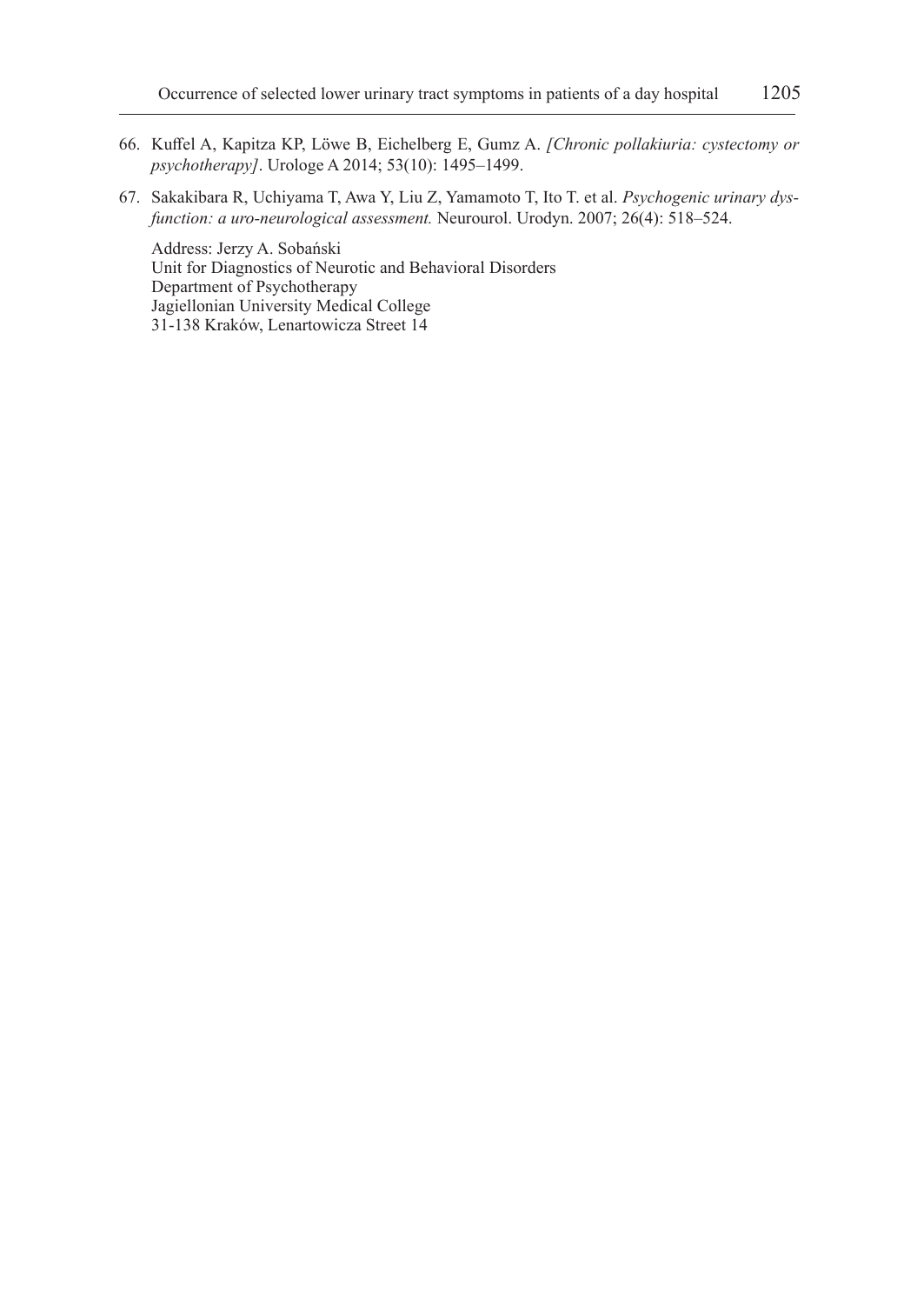66. Kuffel A, Kapitza KP, Löwe B, Eichelberg E, Gumz A. *[Chronic pollakiuria: cystectomy or psychotherapy]*. Urologe A 2014; 53(10): 1495–1499.

67. Sakakibara R, Uchiyama T, Awa Y, Liu Z, Yamamoto T, Ito T. et al. *Psychogenic urinary dysfunction: a uro-neurological assessment.* Neurourol. Urodyn. 2007; 26(4): 518–524.

Address: Jerzy A. Sobański
Unit for Diagnostics of Neurotic and Behavioral Disorders
Department of Psychotherapy
Jagiellonian University Medical College
31-138 Kraków, Lenartowicza Street 14